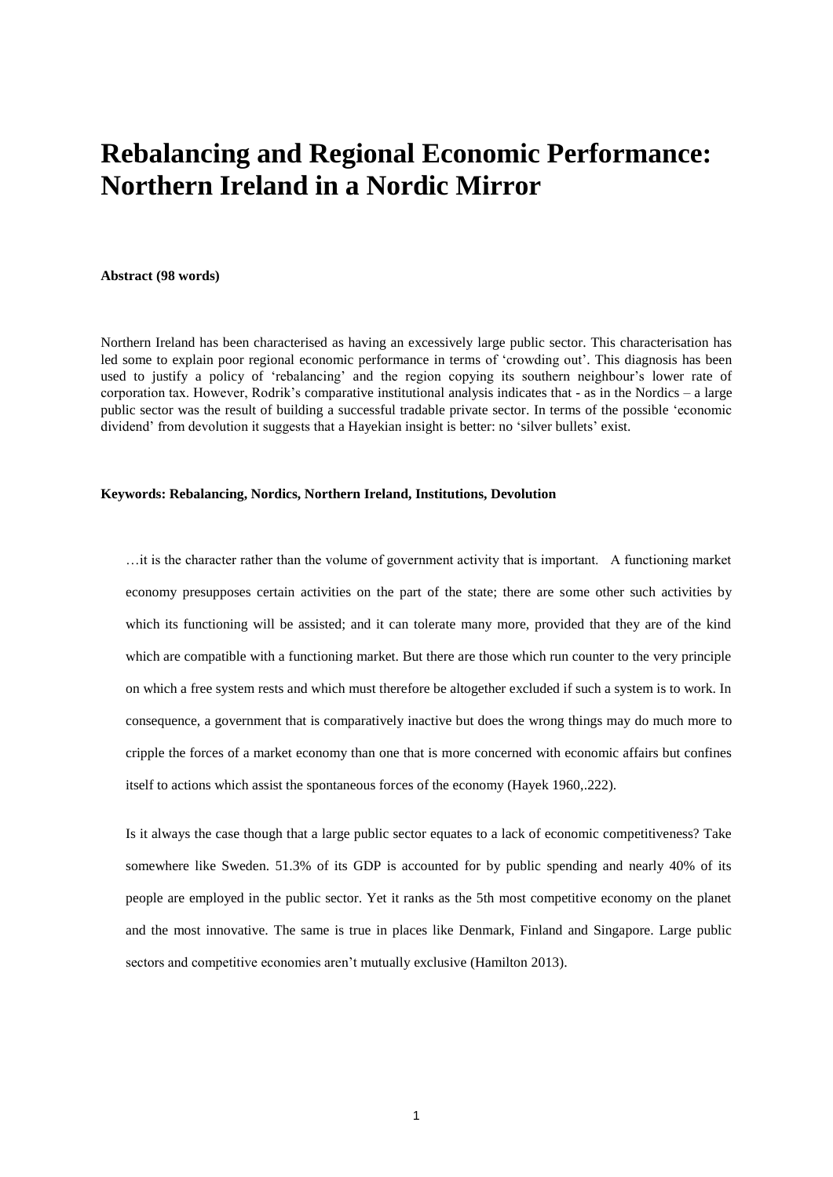# Rebalancing and Regional Economic Performance: Northern Ireland in a Nordic Mirror

**Abstract (98 words)**

Northern Ireland has been characterised as having an excessively large public sector. This characterisation has led some to explain poor regional economic performance in terms of 'crowding out'. This diagnosis has been used to justify a policy of 'rebalancing' and the region copying its southern neighbour's lower rate of corporation tax. However, Rodrik's comparative institutional analysis indicates that - as in the Nordics – a large public sector was the result of building a successful tradable private sector. In terms of the possible 'economic dividend' from devolution it suggests that a Hayekian insight is better: no 'silver bullets' exist.

**Keywords: Rebalancing, Nordics, Northern Ireland, Institutions, Devolution**

> …it is the character rather than the volume of government activity that is important. A functioning market economy presupposes certain activities on the part of the state; there are some other such activities by which its functioning will be assisted; and it can tolerate many more, provided that they are of the kind which are compatible with a functioning market. But there are those which run counter to the very principle on which a free system rests and which must therefore be altogether excluded if such a system is to work. In consequence, a government that is comparatively inactive but does the wrong things may do much more to cripple the forces of a market economy than one that is more concerned with economic affairs but confines itself to actions which assist the spontaneous forces of the economy (Hayek 1960,.222).

> Is it always the case though that a large public sector equates to a lack of economic competitiveness? Take somewhere like Sweden. 51.3% of its GDP is accounted for by public spending and nearly 40% of its people are employed in the public sector. Yet it ranks as the 5th most competitive economy on the planet and the most innovative. The same is true in places like Denmark, Finland and Singapore. Large public sectors and competitive economies aren't mutually exclusive (Hamilton 2013).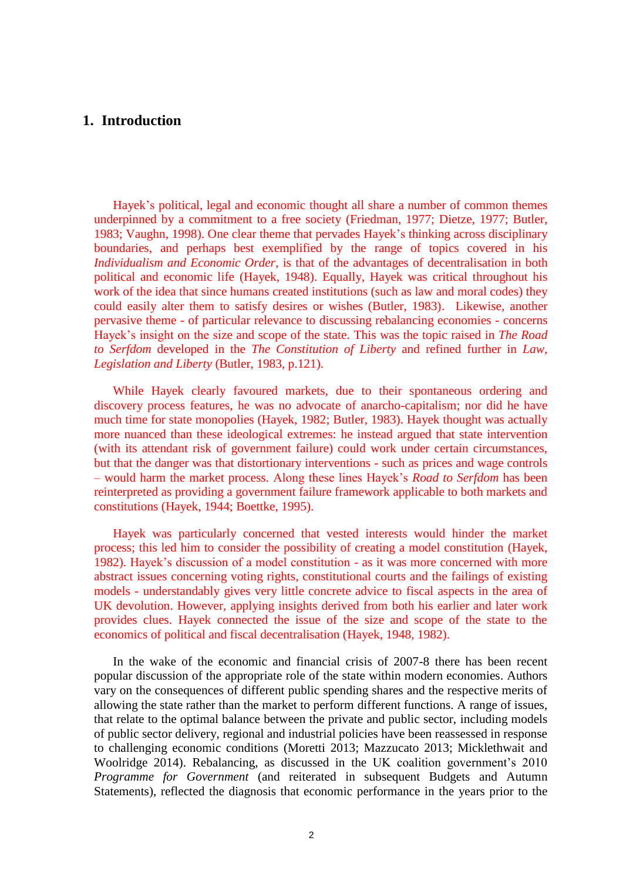# 1. Introduction

Hayek's political, legal and economic thought all share a number of common themes underpinned by a commitment to a free society (Friedman, 1977; Dietze, 1977; Butler, 1983; Vaughn, 1998). One clear theme that pervades Hayek's thinking across disciplinary boundaries, and perhaps best exemplified by the range of topics covered in his *Individualism and Economic Order*, is that of the advantages of decentralisation in both political and economic life (Hayek, 1948). Equally, Hayek was critical throughout his work of the idea that since humans created institutions (such as law and moral codes) they could easily alter them to satisfy desires or wishes (Butler, 1983). Likewise, another pervasive theme - of particular relevance to discussing rebalancing economies - concerns Hayek's insight on the size and scope of the state. This was the topic raised in *The Road to Serfdom* developed in the *The Constitution of Liberty* and refined further in *Law, Legislation and Liberty* (Butler, 1983, p.121).

While Hayek clearly favoured markets, due to their spontaneous ordering and discovery process features, he was no advocate of anarcho-capitalism; nor did he have much time for state monopolies (Hayek, 1982; Butler, 1983). Hayek thought was actually more nuanced than these ideological extremes: he instead argued that state intervention (with its attendant risk of government failure) could work under certain circumstances, but that the danger was that distortionary interventions - such as prices and wage controls – would harm the market process. Along these lines Hayek's *Road to Serfdom* has been reinterpreted as providing a government failure framework applicable to both markets and constitutions (Hayek, 1944; Boettke, 1995).

Hayek was particularly concerned that vested interests would hinder the market process; this led him to consider the possibility of creating a model constitution (Hayek, 1982). Hayek's discussion of a model constitution - as it was more concerned with more abstract issues concerning voting rights, constitutional courts and the failings of existing models - understandably gives very little concrete advice to fiscal aspects in the area of UK devolution. However, applying insights derived from both his earlier and later work provides clues. Hayek connected the issue of the size and scope of the state to the economics of political and fiscal decentralisation (Hayek, 1948, 1982).

In the wake of the economic and financial crisis of 2007-8 there has been recent popular discussion of the appropriate role of the state within modern economies. Authors vary on the consequences of different public spending shares and the respective merits of allowing the state rather than the market to perform different functions. A range of issues, that relate to the optimal balance between the private and public sector, including models of public sector delivery, regional and industrial policies have been reassessed in response to challenging economic conditions (Moretti 2013; Mazzucato 2013; Micklethwait and Woolridge 2014). Rebalancing, as discussed in the UK coalition government's 2010 *Programme for Government* (and reiterated in subsequent Budgets and Autumn Statements), reflected the diagnosis that economic performance in the years prior to the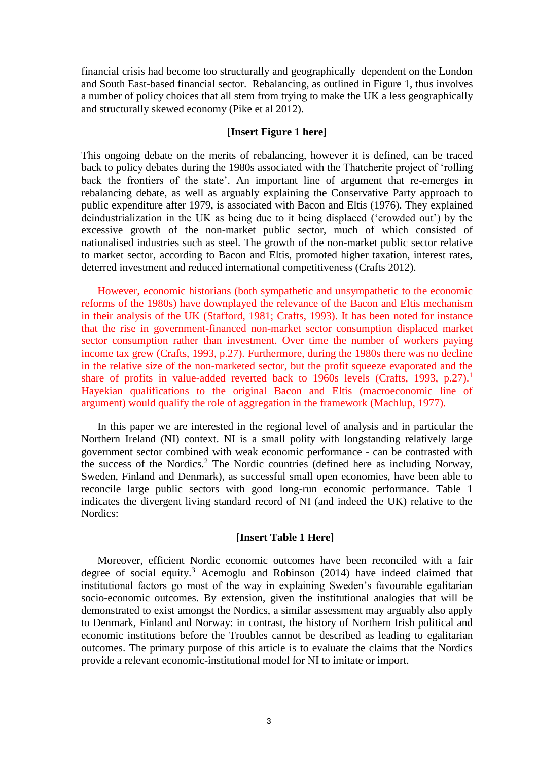financial crisis had become too structurally and geographically dependent on the London and South East-based financial sector. Rebalancing, as outlined in Figure 1, thus involves a number of policy choices that all stem from trying to make the UK a less geographically and structurally skewed economy (Pike et al 2012).

**[Insert Figure 1 here]**

This ongoing debate on the merits of rebalancing, however it is defined, can be traced back to policy debates during the 1980s associated with the Thatcherite project of 'rolling back the frontiers of the state'. An important line of argument that re-emerges in rebalancing debate, as well as arguably explaining the Conservative Party approach to public expenditure after 1979, is associated with Bacon and Eltis (1976). They explained deindustrialization in the UK as being due to it being displaced ('crowded out') by the excessive growth of the non-market public sector, much of which consisted of nationalised industries such as steel. The growth of the non-market public sector relative to market sector, according to Bacon and Eltis, promoted higher taxation, interest rates, deterred investment and reduced international competitiveness (Crafts 2012).

However, economic historians (both sympathetic and unsympathetic to the economic reforms of the 1980s) have downplayed the relevance of the Bacon and Eltis mechanism in their analysis of the UK (Stafford, 1981; Crafts, 1993). It has been noted for instance that the rise in government-financed non-market sector consumption displaced market sector consumption rather than investment. Over time the number of workers paying income tax grew (Crafts, 1993, p.27). Furthermore, during the 1980s there was no decline in the relative size of the non-marketed sector, but the profit squeeze evaporated and the share of profits in value-added reverted back to 1960s levels (Crafts, 1993, p.27).[1] Hayekian qualifications to the original Bacon and Eltis (macroeconomic line of argument) would qualify the role of aggregation in the framework (Machlup, 1977).

In this paper we are interested in the regional level of analysis and in particular the Northern Ireland (NI) context. NI is a small polity with longstanding relatively large government sector combined with weak economic performance - can be contrasted with the success of the Nordics.[2] The Nordic countries (defined here as including Norway, Sweden, Finland and Denmark), as successful small open economies, have been able to reconcile large public sectors with good long-run economic performance. Table 1 indicates the divergent living standard record of NI (and indeed the UK) relative to the Nordics:

**[Insert Table 1 Here]**

Moreover, efficient Nordic economic outcomes have been reconciled with a fair degree of social equity.[3] Acemoglu and Robinson (2014) have indeed claimed that institutional factors go most of the way in explaining Sweden's favourable egalitarian socio-economic outcomes. By extension, given the institutional analogies that will be demonstrated to exist amongst the Nordics, a similar assessment may arguably also apply to Denmark, Finland and Norway: in contrast, the history of Northern Irish political and economic institutions before the Troubles cannot be described as leading to egalitarian outcomes. The primary purpose of this article is to evaluate the claims that the Nordics provide a relevant economic-institutional model for NI to imitate or import.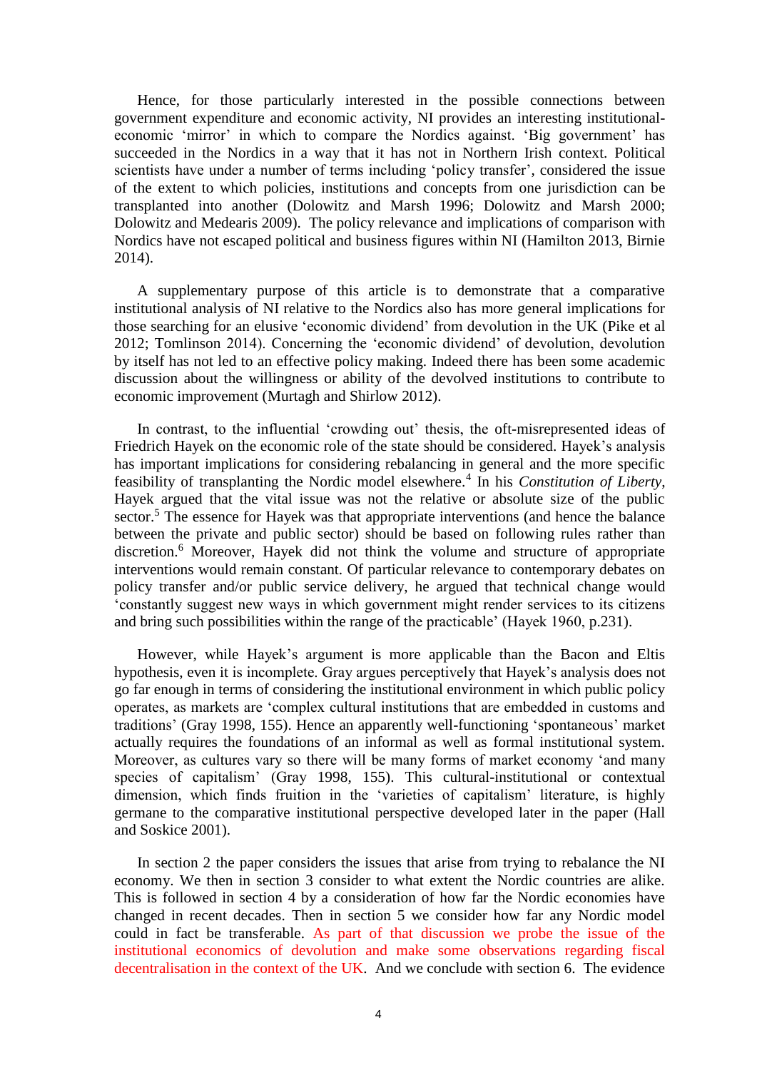Hence, for those particularly interested in the possible connections between government expenditure and economic activity, NI provides an interesting institutional-economic 'mirror' in which to compare the Nordics against. 'Big government' has succeeded in the Nordics in a way that it has not in Northern Irish context. Political scientists have under a number of terms including 'policy transfer', considered the issue of the extent to which policies, institutions and concepts from one jurisdiction can be transplanted into another (Dolowitz and Marsh 1996; Dolowitz and Marsh 2000; Dolowitz and Medearis 2009). The policy relevance and implications of comparison with Nordics have not escaped political and business figures within NI (Hamilton 2013, Birnie 2014).

A supplementary purpose of this article is to demonstrate that a comparative institutional analysis of NI relative to the Nordics also has more general implications for those searching for an elusive 'economic dividend' from devolution in the UK (Pike et al 2012; Tomlinson 2014). Concerning the 'economic dividend' of devolution, devolution by itself has not led to an effective policy making. Indeed there has been some academic discussion about the willingness or ability of the devolved institutions to contribute to economic improvement (Murtagh and Shirlow 2012).

In contrast, to the influential 'crowding out' thesis, the oft-misrepresented ideas of Friedrich Hayek on the economic role of the state should be considered. Hayek's analysis has important implications for considering rebalancing in general and the more specific feasibility of transplanting the Nordic model elsewhere.[4] In his *Constitution of Liberty*, Hayek argued that the vital issue was not the relative or absolute size of the public sector.[5] The essence for Hayek was that appropriate interventions (and hence the balance between the private and public sector) should be based on following rules rather than discretion.[6] Moreover, Hayek did not think the volume and structure of appropriate interventions would remain constant. Of particular relevance to contemporary debates on policy transfer and/or public service delivery, he argued that technical change would 'constantly suggest new ways in which government might render services to its citizens and bring such possibilities within the range of the practicable' (Hayek 1960, p.231).

However, while Hayek's argument is more applicable than the Bacon and Eltis hypothesis, even it is incomplete. Gray argues perceptively that Hayek's analysis does not go far enough in terms of considering the institutional environment in which public policy operates, as markets are 'complex cultural institutions that are embedded in customs and traditions' (Gray 1998, 155). Hence an apparently well-functioning 'spontaneous' market actually requires the foundations of an informal as well as formal institutional system. Moreover, as cultures vary so there will be many forms of market economy 'and many species of capitalism' (Gray 1998, 155). This cultural-institutional or contextual dimension, which finds fruition in the 'varieties of capitalism' literature, is highly germane to the comparative institutional perspective developed later in the paper (Hall and Soskice 2001).

In section 2 the paper considers the issues that arise from trying to rebalance the NI economy. We then in section 3 consider to what extent the Nordic countries are alike. This is followed in section 4 by a consideration of how far the Nordic economies have changed in recent decades. Then in section 5 we consider how far any Nordic model could in fact be transferable. As part of that discussion we probe the issue of the institutional economics of devolution and make some observations regarding fiscal decentralisation in the context of the UK. And we conclude with section 6. The evidence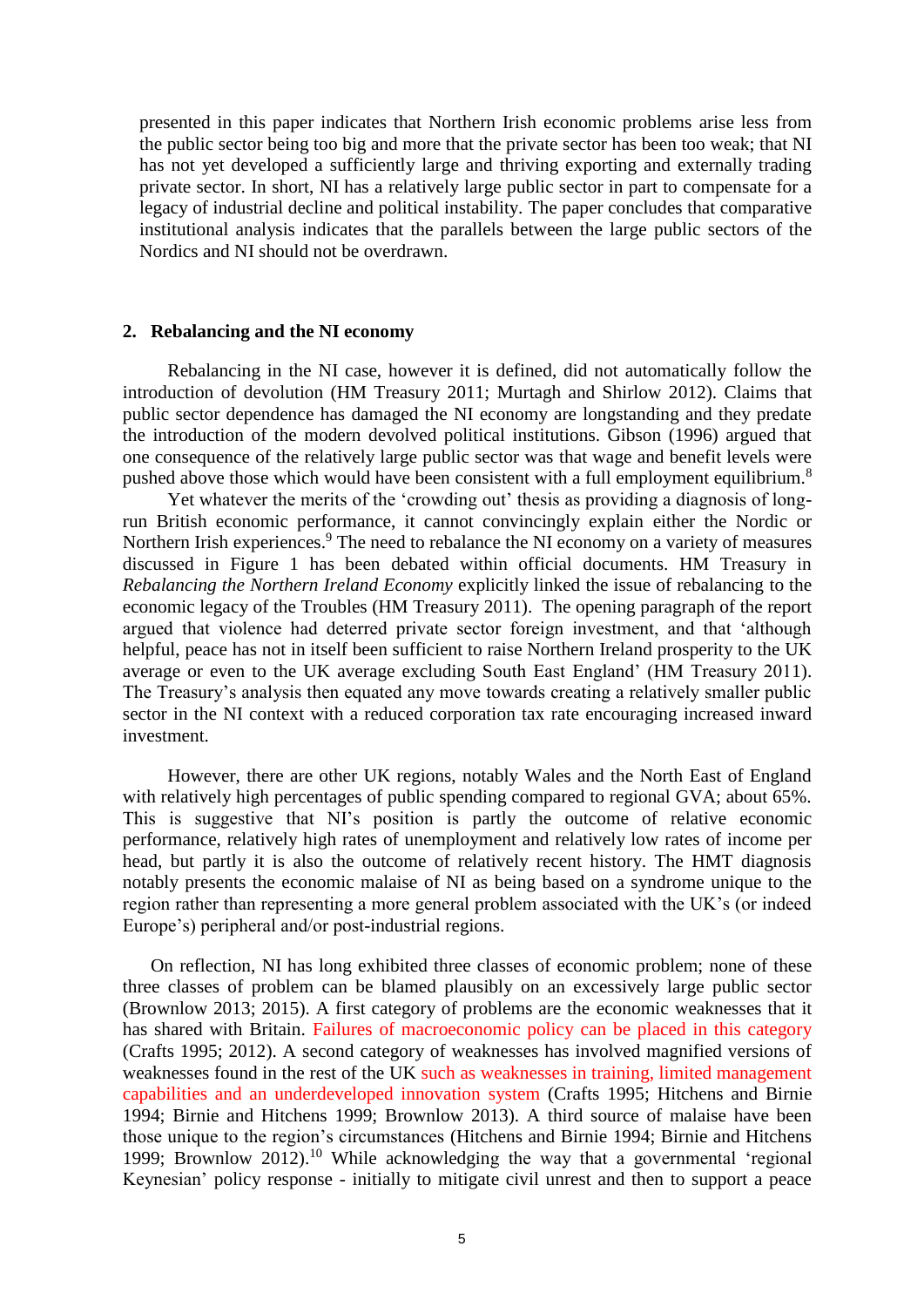presented in this paper indicates that Northern Irish economic problems arise less from the public sector being too big and more that the private sector has been too weak; that NI has not yet developed a sufficiently large and thriving exporting and externally trading private sector. In short, NI has a relatively large public sector in part to compensate for a legacy of industrial decline and political instability. The paper concludes that comparative institutional analysis indicates that the parallels between the large public sectors of the Nordics and NI should not be overdrawn.

## 2. Rebalancing and the NI economy

Rebalancing in the NI case, however it is defined, did not automatically follow the introduction of devolution (HM Treasury 2011; Murtagh and Shirlow 2012). Claims that public sector dependence has damaged the NI economy are longstanding and they predate the introduction of the modern devolved political institutions. Gibson (1996) argued that one consequence of the relatively large public sector was that wage and benefit levels were pushed above those which would have been consistent with a full employment equilibrium.[8]

Yet whatever the merits of the 'crowding out' thesis as providing a diagnosis of long-run British economic performance, it cannot convincingly explain either the Nordic or Northern Irish experiences.[9] The need to rebalance the NI economy on a variety of measures discussed in Figure 1 has been debated within official documents. HM Treasury in *Rebalancing the Northern Ireland Economy* explicitly linked the issue of rebalancing to the economic legacy of the Troubles (HM Treasury 2011). The opening paragraph of the report argued that violence had deterred private sector foreign investment, and that 'although helpful, peace has not in itself been sufficient to raise Northern Ireland prosperity to the UK average or even to the UK average excluding South East England' (HM Treasury 2011). The Treasury's analysis then equated any move towards creating a relatively smaller public sector in the NI context with a reduced corporation tax rate encouraging increased inward investment.

However, there are other UK regions, notably Wales and the North East of England with relatively high percentages of public spending compared to regional GVA; about 65%. This is suggestive that NI's position is partly the outcome of relative economic performance, relatively high rates of unemployment and relatively low rates of income per head, but partly it is also the outcome of relatively recent history. The HMT diagnosis notably presents the economic malaise of NI as being based on a syndrome unique to the region rather than representing a more general problem associated with the UK's (or indeed Europe's) peripheral and/or post-industrial regions.

On reflection, NI has long exhibited three classes of economic problem; none of these three classes of problem can be blamed plausibly on an excessively large public sector (Brownlow 2013; 2015). A first category of problems are the economic weaknesses that it has shared with Britain. Failures of macroeconomic policy can be placed in this category (Crafts 1995; 2012). A second category of weaknesses has involved magnified versions of weaknesses found in the rest of the UK such as weaknesses in training, limited management capabilities and an underdeveloped innovation system (Crafts 1995; Hitchens and Birnie 1994; Birnie and Hitchens 1999; Brownlow 2013). A third source of malaise have been those unique to the region's circumstances (Hitchens and Birnie 1994; Birnie and Hitchens 1999; Brownlow 2012).[10] While acknowledging the way that a governmental 'regional Keynesian' policy response - initially to mitigate civil unrest and then to support a peace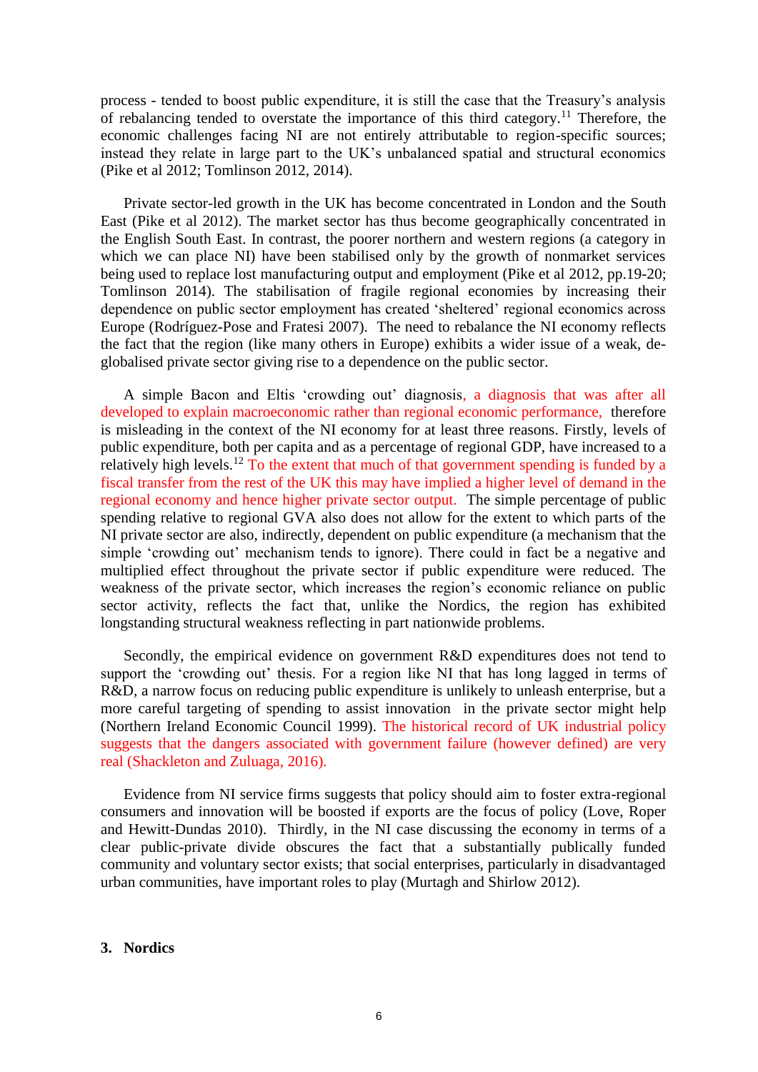process - tended to boost public expenditure, it is still the case that the Treasury's analysis of rebalancing tended to overstate the importance of this third category.[11] Therefore, the economic challenges facing NI are not entirely attributable to region-specific sources; instead they relate in large part to the UK's unbalanced spatial and structural economics (Pike et al 2012; Tomlinson 2012, 2014).

Private sector-led growth in the UK has become concentrated in London and the South East (Pike et al 2012). The market sector has thus become geographically concentrated in the English South East. In contrast, the poorer northern and western regions (a category in which we can place NI) have been stabilised only by the growth of nonmarket services being used to replace lost manufacturing output and employment (Pike et al 2012, pp.19-20; Tomlinson 2014). The stabilisation of fragile regional economies by increasing their dependence on public sector employment has created 'sheltered' regional economics across Europe (Rodríguez-Pose and Fratesi 2007). The need to rebalance the NI economy reflects the fact that the region (like many others in Europe) exhibits a wider issue of a weak, de-globalised private sector giving rise to a dependence on the public sector.

A simple Bacon and Eltis 'crowding out' diagnosis, a diagnosis that was after all developed to explain macroeconomic rather than regional economic performance, therefore is misleading in the context of the NI economy for at least three reasons. Firstly, levels of public expenditure, both per capita and as a percentage of regional GDP, have increased to a relatively high levels.[12] To the extent that much of that government spending is funded by a fiscal transfer from the rest of the UK this may have implied a higher level of demand in the regional economy and hence higher private sector output. The simple percentage of public spending relative to regional GVA also does not allow for the extent to which parts of the NI private sector are also, indirectly, dependent on public expenditure (a mechanism that the simple 'crowding out' mechanism tends to ignore). There could in fact be a negative and multiplied effect throughout the private sector if public expenditure were reduced. The weakness of the private sector, which increases the region's economic reliance on public sector activity, reflects the fact that, unlike the Nordics, the region has exhibited longstanding structural weakness reflecting in part nationwide problems.

Secondly, the empirical evidence on government R&D expenditures does not tend to support the 'crowding out' thesis. For a region like NI that has long lagged in terms of R&D, a narrow focus on reducing public expenditure is unlikely to unleash enterprise, but a more careful targeting of spending to assist innovation in the private sector might help (Northern Ireland Economic Council 1999). The historical record of UK industrial policy suggests that the dangers associated with government failure (however defined) are very real (Shackleton and Zuluaga, 2016).

Evidence from NI service firms suggests that policy should aim to foster extra-regional consumers and innovation will be boosted if exports are the focus of policy (Love, Roper and Hewitt-Dundas 2010). Thirdly, in the NI case discussing the economy in terms of a clear public-private divide obscures the fact that a substantially publically funded community and voluntary sector exists; that social enterprises, particularly in disadvantaged urban communities, have important roles to play (Murtagh and Shirlow 2012).

## 3. Nordics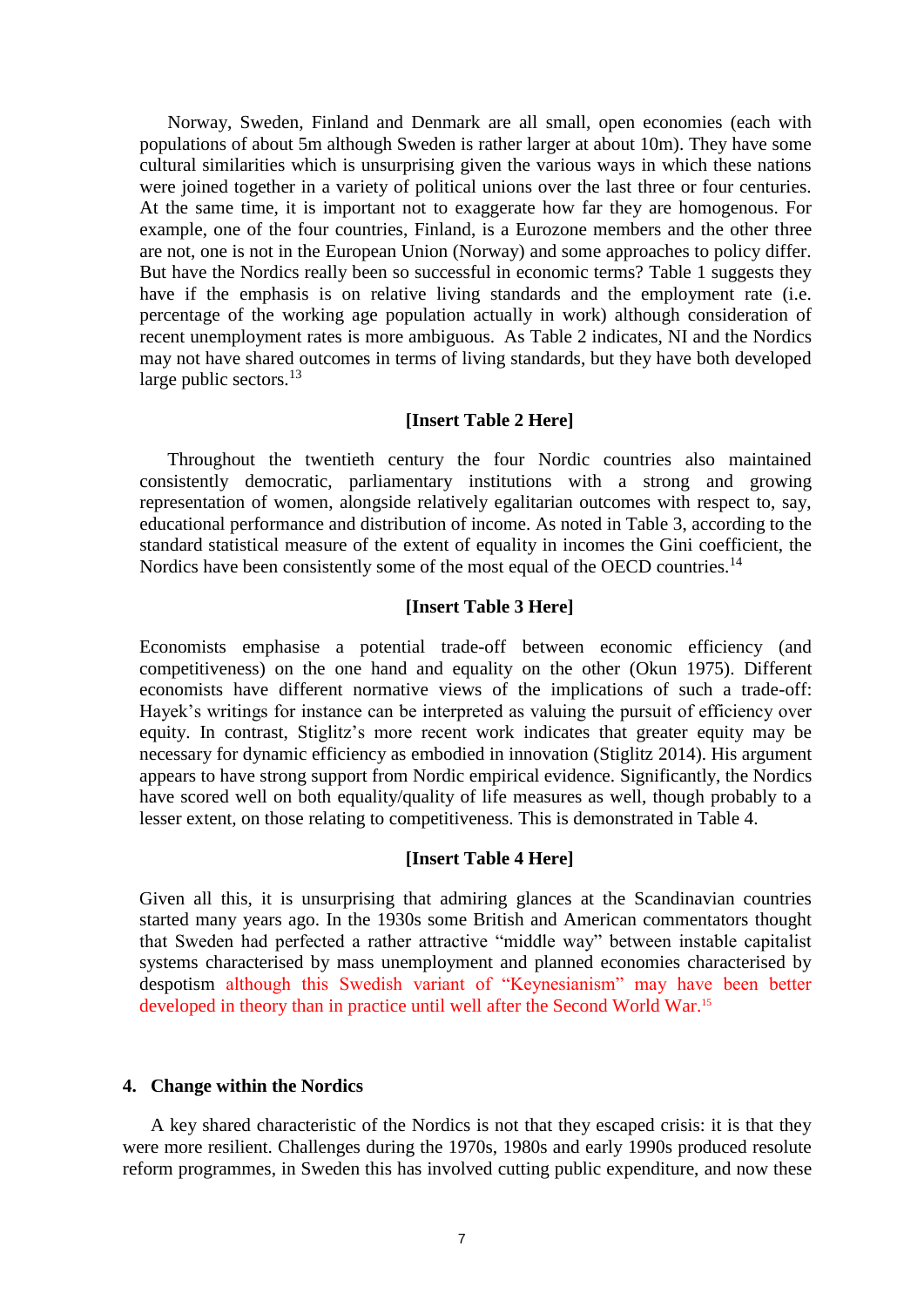Norway, Sweden, Finland and Denmark are all small, open economies (each with populations of about 5m although Sweden is rather larger at about 10m). They have some cultural similarities which is unsurprising given the various ways in which these nations were joined together in a variety of political unions over the last three or four centuries. At the same time, it is important not to exaggerate how far they are homogenous. For example, one of the four countries, Finland, is a Eurozone members and the other three are not, one is not in the European Union (Norway) and some approaches to policy differ. But have the Nordics really been so successful in economic terms? Table 1 suggests they have if the emphasis is on relative living standards and the employment rate (i.e. percentage of the working age population actually in work) although consideration of recent unemployment rates is more ambiguous. As Table 2 indicates, NI and the Nordics may not have shared outcomes in terms of living standards, but they have both developed large public sectors.[13]

**[Insert Table 2 Here]**

Throughout the twentieth century the four Nordic countries also maintained consistently democratic, parliamentary institutions with a strong and growing representation of women, alongside relatively egalitarian outcomes with respect to, say, educational performance and distribution of income. As noted in Table 3, according to the standard statistical measure of the extent of equality in incomes the Gini coefficient, the Nordics have been consistently some of the most equal of the OECD countries.[14]

**[Insert Table 3 Here]**

Economists emphasise a potential trade-off between economic efficiency (and competitiveness) on the one hand and equality on the other (Okun 1975). Different economists have different normative views of the implications of such a trade-off: Hayek's writings for instance can be interpreted as valuing the pursuit of efficiency over equity. In contrast, Stiglitz's more recent work indicates that greater equity may be necessary for dynamic efficiency as embodied in innovation (Stiglitz 2014). His argument appears to have strong support from Nordic empirical evidence. Significantly, the Nordics have scored well on both equality/quality of life measures as well, though probably to a lesser extent, on those relating to competitiveness. This is demonstrated in Table 4.

**[Insert Table 4 Here]**

Given all this, it is unsurprising that admiring glances at the Scandinavian countries started many years ago. In the 1930s some British and American commentators thought that Sweden had perfected a rather attractive "middle way" between instable capitalist systems characterised by mass unemployment and planned economies characterised by despotism although this Swedish variant of "Keynesianism" may have been better developed in theory than in practice until well after the Second World War.[15]

## 4. Change within the Nordics

A key shared characteristic of the Nordics is not that they escaped crisis: it is that they were more resilient. Challenges during the 1970s, 1980s and early 1990s produced resolute reform programmes, in Sweden this has involved cutting public expenditure, and now these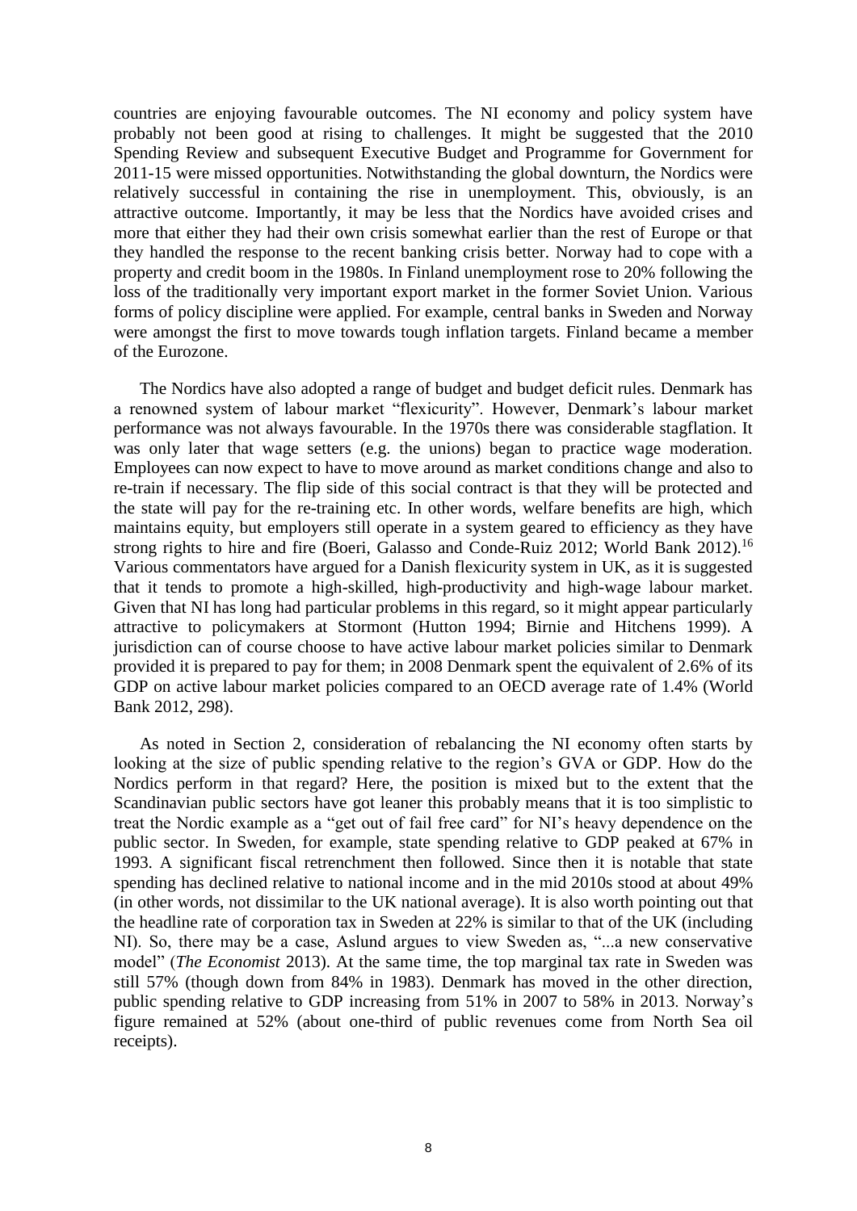countries are enjoying favourable outcomes. The NI economy and policy system have probably not been good at rising to challenges. It might be suggested that the 2010 Spending Review and subsequent Executive Budget and Programme for Government for 2011-15 were missed opportunities. Notwithstanding the global downturn, the Nordics were relatively successful in containing the rise in unemployment. This, obviously, is an attractive outcome. Importantly, it may be less that the Nordics have avoided crises and more that either they had their own crisis somewhat earlier than the rest of Europe or that they handled the response to the recent banking crisis better. Norway had to cope with a property and credit boom in the 1980s. In Finland unemployment rose to 20% following the loss of the traditionally very important export market in the former Soviet Union. Various forms of policy discipline were applied. For example, central banks in Sweden and Norway were amongst the first to move towards tough inflation targets. Finland became a member of the Eurozone.

The Nordics have also adopted a range of budget and budget deficit rules. Denmark has a renowned system of labour market "flexicurity". However, Denmark's labour market performance was not always favourable. In the 1970s there was considerable stagflation. It was only later that wage setters (e.g. the unions) began to practice wage moderation. Employees can now expect to have to move around as market conditions change and also to re-train if necessary. The flip side of this social contract is that they will be protected and the state will pay for the re-training etc. In other words, welfare benefits are high, which maintains equity, but employers still operate in a system geared to efficiency as they have strong rights to hire and fire (Boeri, Galasso and Conde-Ruiz 2012; World Bank 2012).[16] Various commentators have argued for a Danish flexicurity system in UK, as it is suggested that it tends to promote a high-skilled, high-productivity and high-wage labour market. Given that NI has long had particular problems in this regard, so it might appear particularly attractive to policymakers at Stormont (Hutton 1994; Birnie and Hitchens 1999). A jurisdiction can of course choose to have active labour market policies similar to Denmark provided it is prepared to pay for them; in 2008 Denmark spent the equivalent of 2.6% of its GDP on active labour market policies compared to an OECD average rate of 1.4% (World Bank 2012, 298).

As noted in Section 2, consideration of rebalancing the NI economy often starts by looking at the size of public spending relative to the region's GVA or GDP. How do the Nordics perform in that regard? Here, the position is mixed but to the extent that the Scandinavian public sectors have got leaner this probably means that it is too simplistic to treat the Nordic example as a "get out of fail free card" for NI's heavy dependence on the public sector. In Sweden, for example, state spending relative to GDP peaked at 67% in 1993. A significant fiscal retrenchment then followed. Since then it is notable that state spending has declined relative to national income and in the mid 2010s stood at about 49% (in other words, not dissimilar to the UK national average). It is also worth pointing out that the headline rate of corporation tax in Sweden at 22% is similar to that of the UK (including NI). So, there may be a case, Aslund argues to view Sweden as, "...a new conservative model" (*The Economist* 2013). At the same time, the top marginal tax rate in Sweden was still 57% (though down from 84% in 1983). Denmark has moved in the other direction, public spending relative to GDP increasing from 51% in 2007 to 58% in 2013. Norway's figure remained at 52% (about one-third of public revenues come from North Sea oil receipts).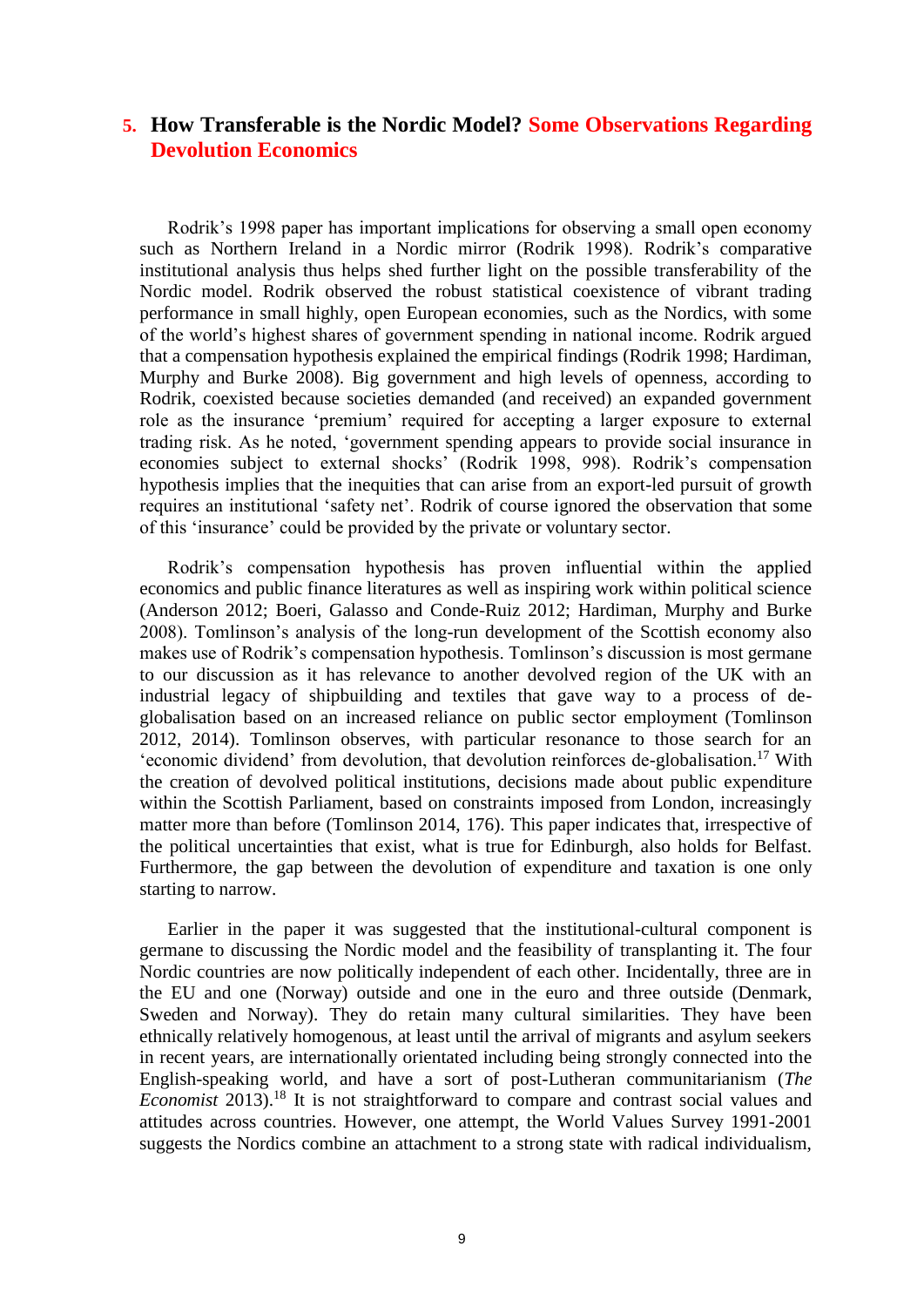## 5. How Transferable is the Nordic Model? Some Observations Regarding Devolution Economics

Rodrik's 1998 paper has important implications for observing a small open economy such as Northern Ireland in a Nordic mirror (Rodrik 1998). Rodrik's comparative institutional analysis thus helps shed further light on the possible transferability of the Nordic model. Rodrik observed the robust statistical coexistence of vibrant trading performance in small highly, open European economies, such as the Nordics, with some of the world's highest shares of government spending in national income. Rodrik argued that a compensation hypothesis explained the empirical findings (Rodrik 1998; Hardiman, Murphy and Burke 2008). Big government and high levels of openness, according to Rodrik, coexisted because societies demanded (and received) an expanded government role as the insurance 'premium' required for accepting a larger exposure to external trading risk. As he noted, 'government spending appears to provide social insurance in economies subject to external shocks' (Rodrik 1998, 998). Rodrik's compensation hypothesis implies that the inequities that can arise from an export-led pursuit of growth requires an institutional 'safety net'. Rodrik of course ignored the observation that some of this 'insurance' could be provided by the private or voluntary sector.

Rodrik's compensation hypothesis has proven influential within the applied economics and public finance literatures as well as inspiring work within political science (Anderson 2012; Boeri, Galasso and Conde-Ruiz 2012; Hardiman, Murphy and Burke 2008). Tomlinson's analysis of the long-run development of the Scottish economy also makes use of Rodrik's compensation hypothesis. Tomlinson's discussion is most germane to our discussion as it has relevance to another devolved region of the UK with an industrial legacy of shipbuilding and textiles that gave way to a process of de-globalisation based on an increased reliance on public sector employment (Tomlinson 2012, 2014). Tomlinson observes, with particular resonance to those search for an 'economic dividend' from devolution, that devolution reinforces de-globalisation.[17] With the creation of devolved political institutions, decisions made about public expenditure within the Scottish Parliament, based on constraints imposed from London, increasingly matter more than before (Tomlinson 2014, 176). This paper indicates that, irrespective of the political uncertainties that exist, what is true for Edinburgh, also holds for Belfast. Furthermore, the gap between the devolution of expenditure and taxation is one only starting to narrow.

Earlier in the paper it was suggested that the institutional-cultural component is germane to discussing the Nordic model and the feasibility of transplanting it. The four Nordic countries are now politically independent of each other. Incidentally, three are in the EU and one (Norway) outside and one in the euro and three outside (Denmark, Sweden and Norway). They do retain many cultural similarities. They have been ethnically relatively homogenous, at least until the arrival of migrants and asylum seekers in recent years, are internationally orientated including being strongly connected into the English-speaking world, and have a sort of post-Lutheran communitarianism (*The Economist* 2013).[18] It is not straightforward to compare and contrast social values and attitudes across countries. However, one attempt, the World Values Survey 1991-2001 suggests the Nordics combine an attachment to a strong state with radical individualism,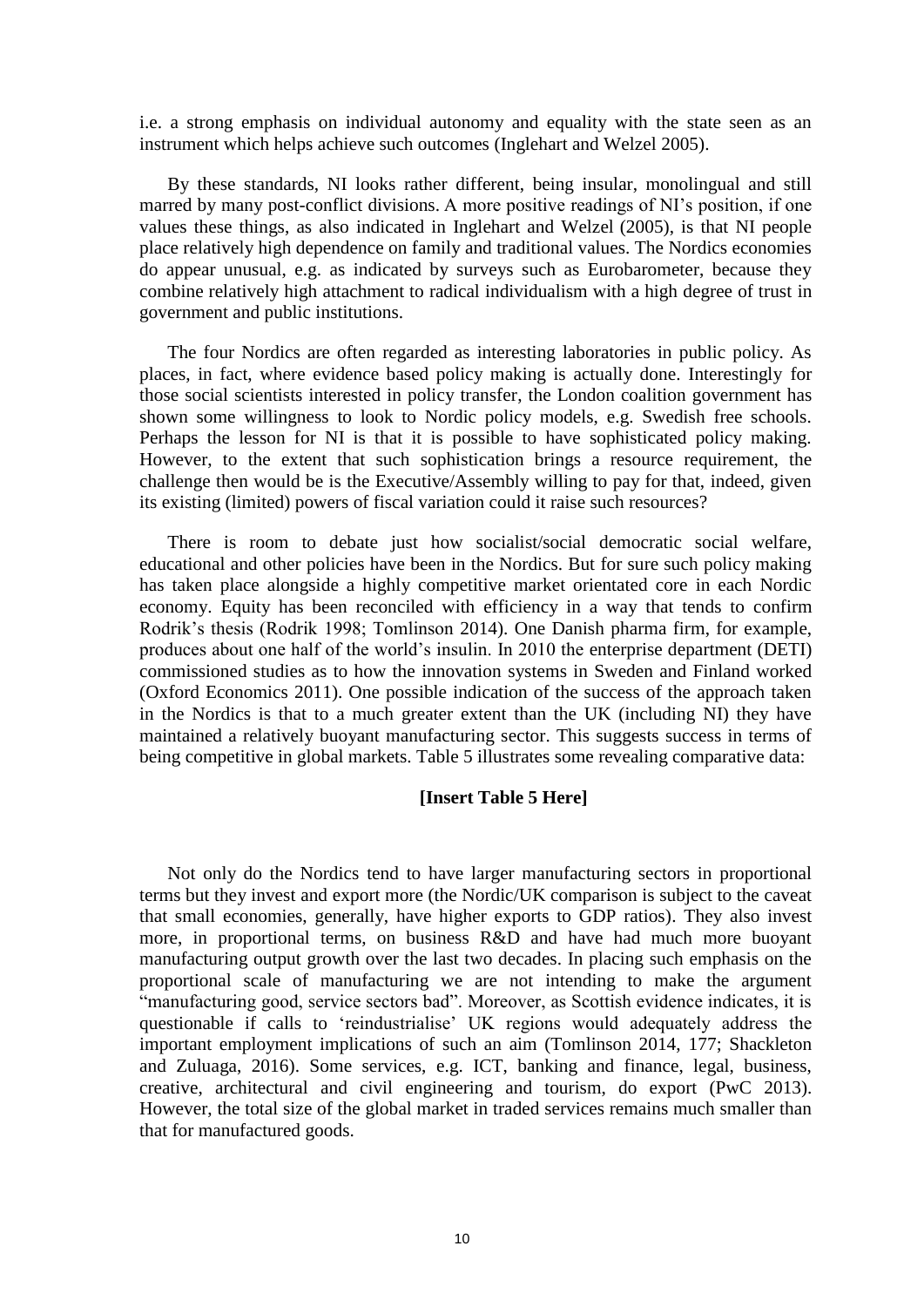i.e. a strong emphasis on individual autonomy and equality with the state seen as an instrument which helps achieve such outcomes (Inglehart and Welzel 2005).

By these standards, NI looks rather different, being insular, monolingual and still marred by many post-conflict divisions. A more positive readings of NI's position, if one values these things, as also indicated in Inglehart and Welzel (2005), is that NI people place relatively high dependence on family and traditional values. The Nordics economies do appear unusual, e.g. as indicated by surveys such as Eurobarometer, because they combine relatively high attachment to radical individualism with a high degree of trust in government and public institutions.

The four Nordics are often regarded as interesting laboratories in public policy. As places, in fact, where evidence based policy making is actually done. Interestingly for those social scientists interested in policy transfer, the London coalition government has shown some willingness to look to Nordic policy models, e.g. Swedish free schools. Perhaps the lesson for NI is that it is possible to have sophisticated policy making. However, to the extent that such sophistication brings a resource requirement, the challenge then would be is the Executive/Assembly willing to pay for that, indeed, given its existing (limited) powers of fiscal variation could it raise such resources?

There is room to debate just how socialist/social democratic social welfare, educational and other policies have been in the Nordics. But for sure such policy making has taken place alongside a highly competitive market orientated core in each Nordic economy. Equity has been reconciled with efficiency in a way that tends to confirm Rodrik's thesis (Rodrik 1998; Tomlinson 2014). One Danish pharma firm, for example, produces about one half of the world's insulin. In 2010 the enterprise department (DETI) commissioned studies as to how the innovation systems in Sweden and Finland worked (Oxford Economics 2011). One possible indication of the success of the approach taken in the Nordics is that to a much greater extent than the UK (including NI) they have maintained a relatively buoyant manufacturing sector. This suggests success in terms of being competitive in global markets. Table 5 illustrates some revealing comparative data:

**[Insert Table 5 Here]**

Not only do the Nordics tend to have larger manufacturing sectors in proportional terms but they invest and export more (the Nordic/UK comparison is subject to the caveat that small economies, generally, have higher exports to GDP ratios). They also invest more, in proportional terms, on business R&D and have had much more buoyant manufacturing output growth over the last two decades. In placing such emphasis on the proportional scale of manufacturing we are not intending to make the argument "manufacturing good, service sectors bad". Moreover, as Scottish evidence indicates, it is questionable if calls to 'reindustrialise' UK regions would adequately address the important employment implications of such an aim (Tomlinson 2014, 177; Shackleton and Zuluaga, 2016). Some services, e.g. ICT, banking and finance, legal, business, creative, architectural and civil engineering and tourism, do export (PwC 2013). However, the total size of the global market in traded services remains much smaller than that for manufactured goods.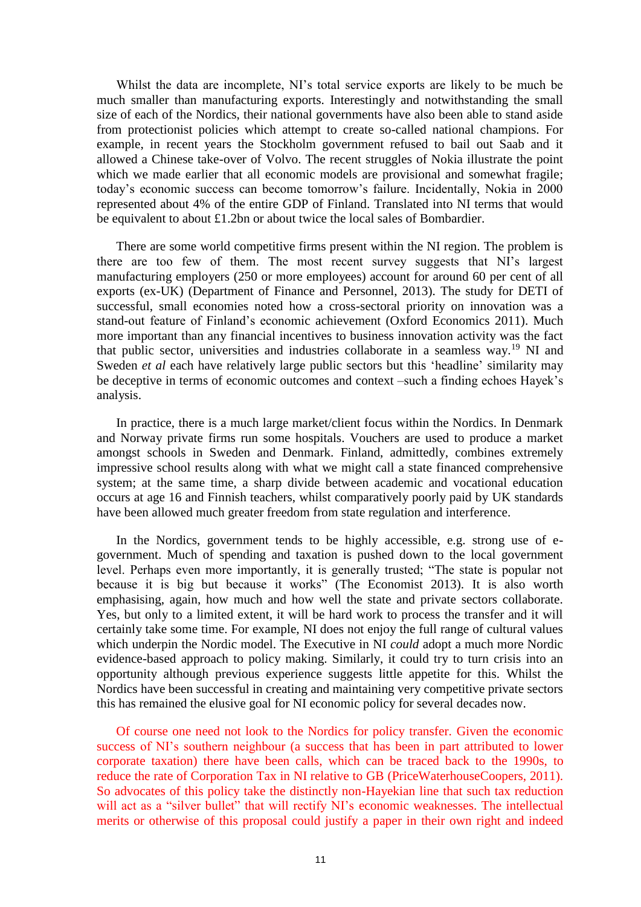Whilst the data are incomplete, NI's total service exports are likely to be much be much smaller than manufacturing exports. Interestingly and notwithstanding the small size of each of the Nordics, their national governments have also been able to stand aside from protectionist policies which attempt to create so-called national champions. For example, in recent years the Stockholm government refused to bail out Saab and it allowed a Chinese take-over of Volvo. The recent struggles of Nokia illustrate the point which we made earlier that all economic models are provisional and somewhat fragile; today's economic success can become tomorrow's failure. Incidentally, Nokia in 2000 represented about 4% of the entire GDP of Finland. Translated into NI terms that would be equivalent to about £1.2bn or about twice the local sales of Bombardier.

There are some world competitive firms present within the NI region. The problem is there are too few of them. The most recent survey suggests that NI's largest manufacturing employers (250 or more employees) account for around 60 per cent of all exports (ex-UK) (Department of Finance and Personnel, 2013). The study for DETI of successful, small economies noted how a cross-sectoral priority on innovation was a stand-out feature of Finland's economic achievement (Oxford Economics 2011). Much more important than any financial incentives to business innovation activity was the fact that public sector, universities and industries collaborate in a seamless way.[19] NI and Sweden *et al* each have relatively large public sectors but this 'headline' similarity may be deceptive in terms of economic outcomes and context –such a finding echoes Hayek's analysis.

In practice, there is a much large market/client focus within the Nordics. In Denmark and Norway private firms run some hospitals. Vouchers are used to produce a market amongst schools in Sweden and Denmark. Finland, admittedly, combines extremely impressive school results along with what we might call a state financed comprehensive system; at the same time, a sharp divide between academic and vocational education occurs at age 16 and Finnish teachers, whilst comparatively poorly paid by UK standards have been allowed much greater freedom from state regulation and interference.

In the Nordics, government tends to be highly accessible, e.g. strong use of e-government. Much of spending and taxation is pushed down to the local government level. Perhaps even more importantly, it is generally trusted; "The state is popular not because it is big but because it works" (The Economist 2013). It is also worth emphasising, again, how much and how well the state and private sectors collaborate. Yes, but only to a limited extent, it will be hard work to process the transfer and it will certainly take some time. For example, NI does not enjoy the full range of cultural values which underpin the Nordic model. The Executive in NI *could* adopt a much more Nordic evidence-based approach to policy making. Similarly, it could try to turn crisis into an opportunity although previous experience suggests little appetite for this. Whilst the Nordics have been successful in creating and maintaining very competitive private sectors this has remained the elusive goal for NI economic policy for several decades now.

Of course one need not look to the Nordics for policy transfer. Given the economic success of NI's southern neighbour (a success that has been in part attributed to lower corporate taxation) there have been calls, which can be traced back to the 1990s, to reduce the rate of Corporation Tax in NI relative to GB (PriceWaterhouseCoopers, 2011). So advocates of this policy take the distinctly non-Hayekian line that such tax reduction will act as a "silver bullet" that will rectify NI's economic weaknesses. The intellectual merits or otherwise of this proposal could justify a paper in their own right and indeed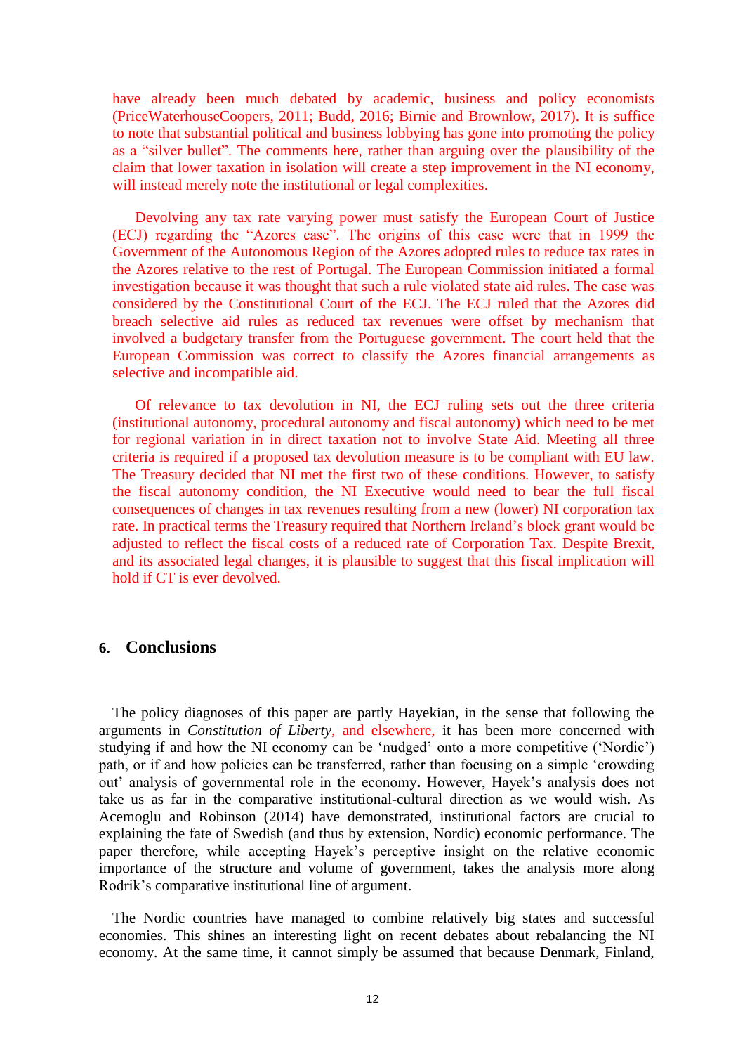have already been much debated by academic, business and policy economists (PriceWaterhouseCoopers, 2011; Budd, 2016; Birnie and Brownlow, 2017). It is suffice to note that substantial political and business lobbying has gone into promoting the policy as a "silver bullet". The comments here, rather than arguing over the plausibility of the claim that lower taxation in isolation will create a step improvement in the NI economy, will instead merely note the institutional or legal complexities.

Devolving any tax rate varying power must satisfy the European Court of Justice (ECJ) regarding the "Azores case". The origins of this case were that in 1999 the Government of the Autonomous Region of the Azores adopted rules to reduce tax rates in the Azores relative to the rest of Portugal. The European Commission initiated a formal investigation because it was thought that such a rule violated state aid rules. The case was considered by the Constitutional Court of the ECJ. The ECJ ruled that the Azores did breach selective aid rules as reduced tax revenues were offset by mechanism that involved a budgetary transfer from the Portuguese government. The court held that the European Commission was correct to classify the Azores financial arrangements as selective and incompatible aid.

Of relevance to tax devolution in NI, the ECJ ruling sets out the three criteria (institutional autonomy, procedural autonomy and fiscal autonomy) which need to be met for regional variation in in direct taxation not to involve State Aid. Meeting all three criteria is required if a proposed tax devolution measure is to be compliant with EU law. The Treasury decided that NI met the first two of these conditions. However, to satisfy the fiscal autonomy condition, the NI Executive would need to bear the full fiscal consequences of changes in tax revenues resulting from a new (lower) NI corporation tax rate. In practical terms the Treasury required that Northern Ireland's block grant would be adjusted to reflect the fiscal costs of a reduced rate of Corporation Tax. Despite Brexit, and its associated legal changes, it is plausible to suggest that this fiscal implication will hold if CT is ever devolved.

## 6. Conclusions

The policy diagnoses of this paper are partly Hayekian, in the sense that following the arguments in *Constitution of Liberty*, and elsewhere, it has been more concerned with studying if and how the NI economy can be 'nudged' onto a more competitive ('Nordic') path, or if and how policies can be transferred, rather than focusing on a simple 'crowding out' analysis of governmental role in the economy. However, Hayek's analysis does not take us as far in the comparative institutional-cultural direction as we would wish. As Acemoglu and Robinson (2014) have demonstrated, institutional factors are crucial to explaining the fate of Swedish (and thus by extension, Nordic) economic performance. The paper therefore, while accepting Hayek's perceptive insight on the relative economic importance of the structure and volume of government, takes the analysis more along Rodrik's comparative institutional line of argument.

The Nordic countries have managed to combine relatively big states and successful economies. This shines an interesting light on recent debates about rebalancing the NI economy. At the same time, it cannot simply be assumed that because Denmark, Finland,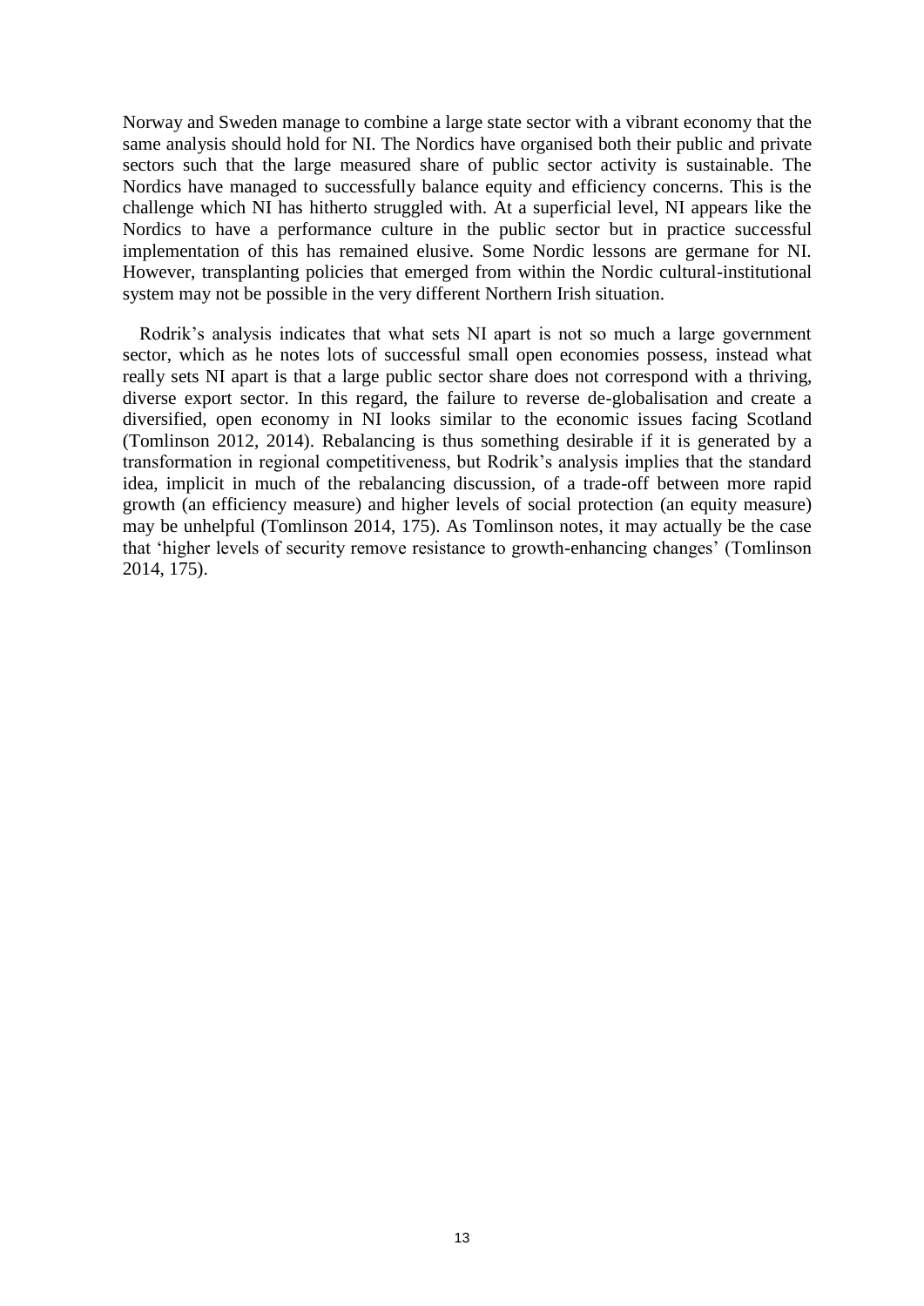Norway and Sweden manage to combine a large state sector with a vibrant economy that the same analysis should hold for NI. The Nordics have organised both their public and private sectors such that the large measured share of public sector activity is sustainable. The Nordics have managed to successfully balance equity and efficiency concerns. This is the challenge which NI has hitherto struggled with. At a superficial level, NI appears like the Nordics to have a performance culture in the public sector but in practice successful implementation of this has remained elusive. Some Nordic lessons are germane for NI. However, transplanting policies that emerged from within the Nordic cultural-institutional system may not be possible in the very different Northern Irish situation.

Rodrik's analysis indicates that what sets NI apart is not so much a large government sector, which as he notes lots of successful small open economies possess, instead what really sets NI apart is that a large public sector share does not correspond with a thriving, diverse export sector. In this regard, the failure to reverse de-globalisation and create a diversified, open economy in NI looks similar to the economic issues facing Scotland (Tomlinson 2012, 2014). Rebalancing is thus something desirable if it is generated by a transformation in regional competitiveness, but Rodrik's analysis implies that the standard idea, implicit in much of the rebalancing discussion, of a trade-off between more rapid growth (an efficiency measure) and higher levels of social protection (an equity measure) may be unhelpful (Tomlinson 2014, 175). As Tomlinson notes, it may actually be the case that 'higher levels of security remove resistance to growth-enhancing changes' (Tomlinson 2014, 175).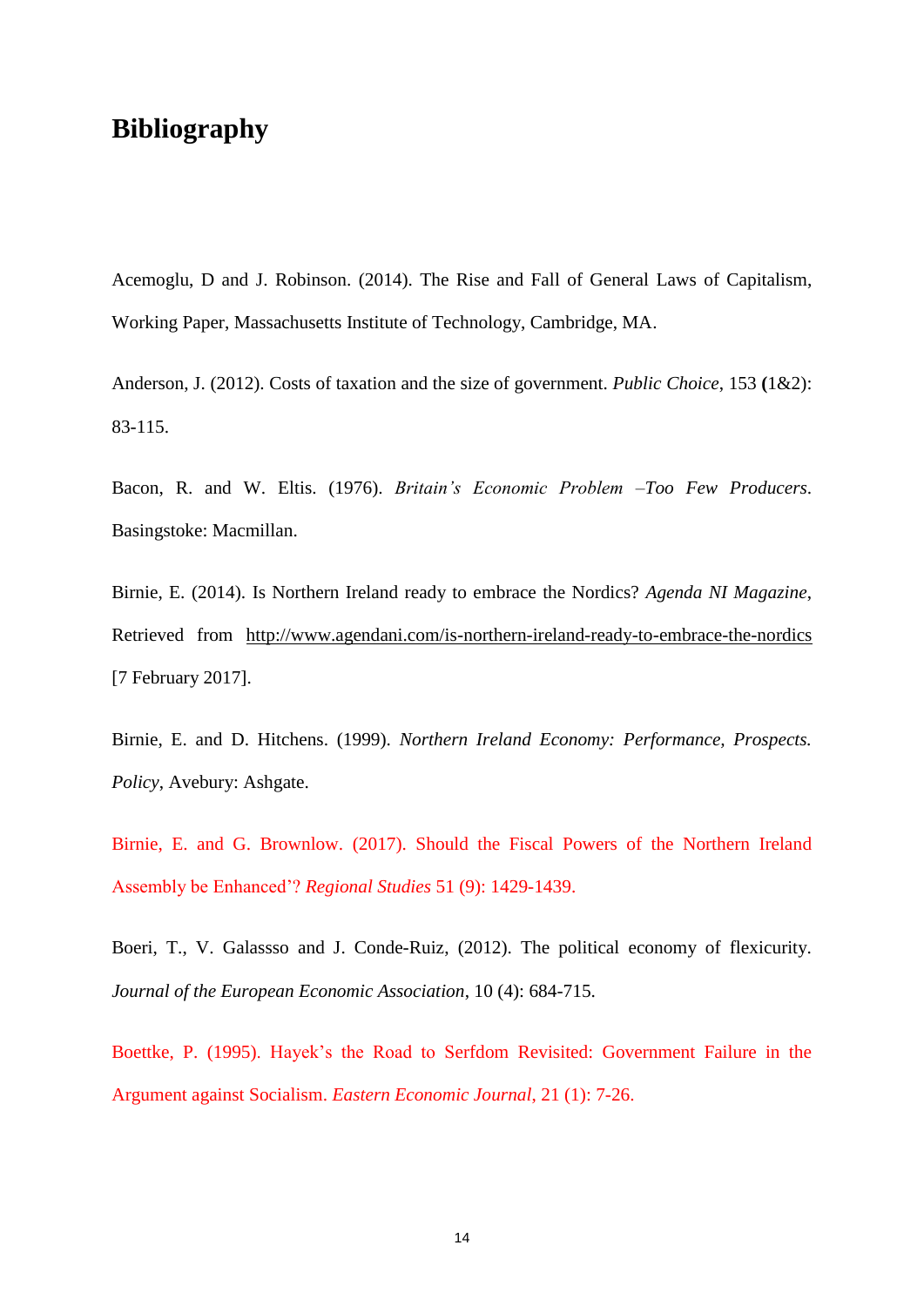## Bibliography

Acemoglu, D and J. Robinson. (2014). The Rise and Fall of General Laws of Capitalism, Working Paper, Massachusetts Institute of Technology, Cambridge, MA.

Anderson, J. (2012). Costs of taxation and the size of government. *Public Choice*, 153 **(**1&2): 83-115.

Bacon, R. and W. Eltis. (1976). *Britain's Economic Problem –Too Few Producers*. Basingstoke: Macmillan.

Birnie, E. (2014). Is Northern Ireland ready to embrace the Nordics? *Agenda NI Magazine*, Retrieved from http://www.agendani.com/is-northern-ireland-ready-to-embrace-the-nordics [7 February 2017].

Birnie, E. and D. Hitchens. (1999). *Northern Ireland Economy: Performance, Prospects. Policy*, Avebury: Ashgate.

Birnie, E. and G. Brownlow. (2017). Should the Fiscal Powers of the Northern Ireland Assembly be Enhanced'? *Regional Studies* 51 (9): 1429-1439.

Boeri, T., V. Galassso and J. Conde-Ruiz, (2012). The political economy of flexicurity. *Journal of the European Economic Association*, 10 (4): 684-715.

Boettke, P. (1995). Hayek's the Road to Serfdom Revisited: Government Failure in the Argument against Socialism. *Eastern Economic Journal*, 21 (1): 7-26.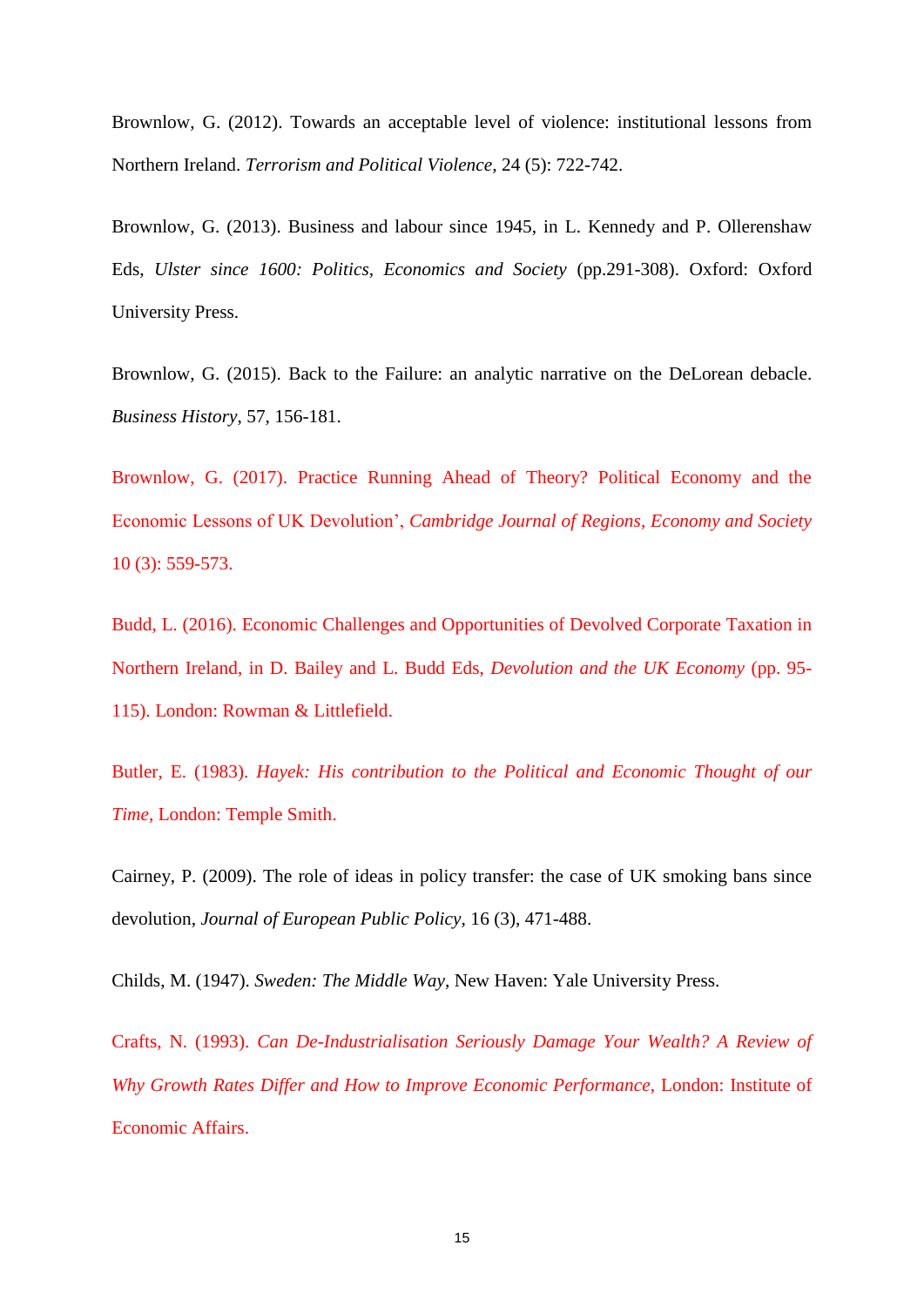Brownlow, G. (2012). Towards an acceptable level of violence: institutional lessons from Northern Ireland. *Terrorism and Political Violence*, 24 (5): 722-742.

Brownlow, G. (2013). Business and labour since 1945, in L. Kennedy and P. Ollerenshaw Eds, *Ulster since 1600: Politics, Economics and Society* (pp.291-308). Oxford: Oxford University Press.

Brownlow, G. (2015). Back to the Failure: an analytic narrative on the DeLorean debacle. *Business History*, 57, 156-181.

Brownlow, G. (2017). Practice Running Ahead of Theory? Political Economy and the Economic Lessons of UK Devolution', *Cambridge Journal of Regions, Economy and Society* 10 (3): 559-573.

Budd, L. (2016). Economic Challenges and Opportunities of Devolved Corporate Taxation in Northern Ireland, in D. Bailey and L. Budd Eds, *Devolution and the UK Economy* (pp. 95-115). London: Rowman & Littlefield.

Butler, E. (1983). *Hayek: His contribution to the Political and Economic Thought of our Time*, London: Temple Smith.

Cairney, P. (2009). The role of ideas in policy transfer: the case of UK smoking bans since devolution, *Journal of European Public Policy*, 16 (3), 471-488.

Childs, M. (1947). *Sweden: The Middle Way*, New Haven: Yale University Press.

Crafts, N. (1993). *Can De-Industrialisation Seriously Damage Your Wealth? A Review of Why Growth Rates Differ and How to Improve Economic Performance*, London: Institute of Economic Affairs.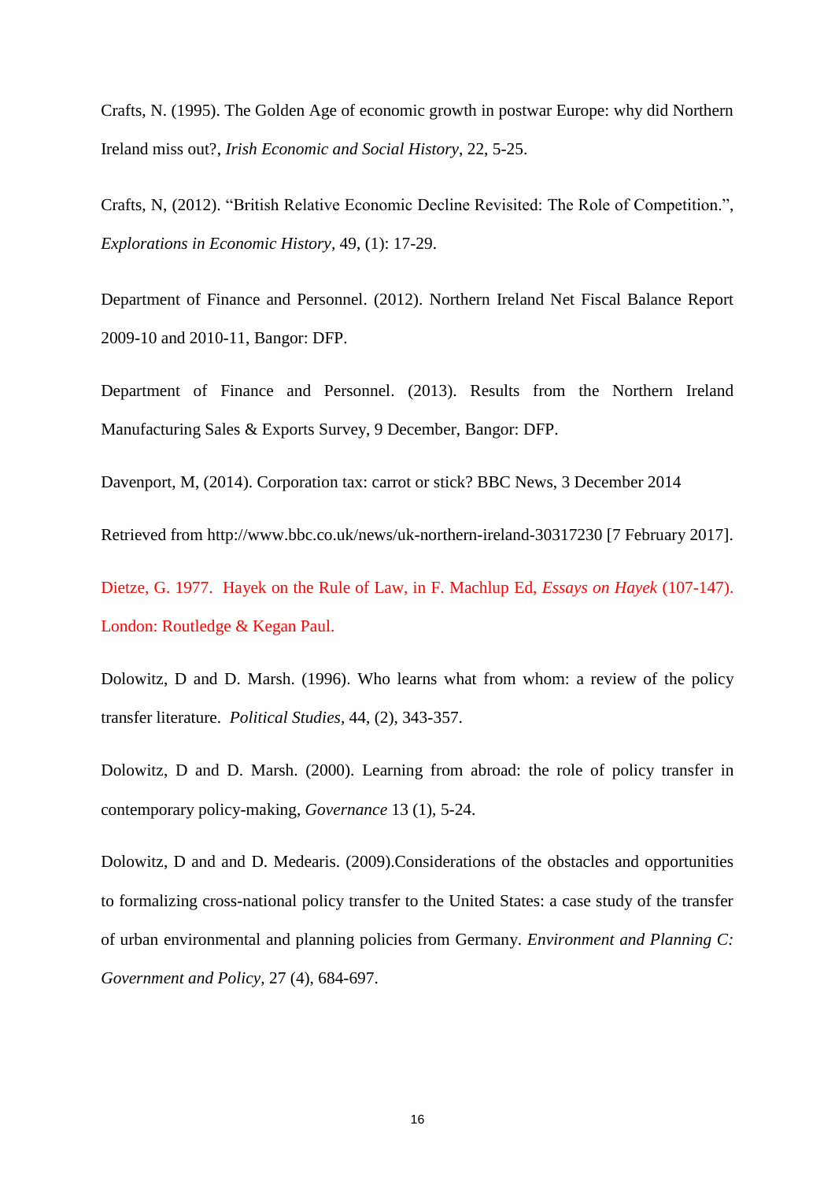Crafts, N. (1995). The Golden Age of economic growth in postwar Europe: why did Northern Ireland miss out?, *Irish Economic and Social History*, 22, 5-25.

Crafts, N, (2012). “British Relative Economic Decline Revisited: The Role of Competition.”, *Explorations in Economic History*, 49, (1): 17-29.

Department of Finance and Personnel. (2012). Northern Ireland Net Fiscal Balance Report 2009-10 and 2010-11, Bangor: DFP.

Department of Finance and Personnel. (2013). Results from the Northern Ireland Manufacturing Sales & Exports Survey, 9 December, Bangor: DFP.

Davenport, M, (2014). Corporation tax: carrot or stick? BBC News, 3 December 2014

Retrieved from http://www.bbc.co.uk/news/uk-northern-ireland-30317230 [7 February 2017].

Dietze, G. 1977. Hayek on the Rule of Law, in F. Machlup Ed, *Essays on Hayek* (107-147). London: Routledge & Kegan Paul.

Dolowitz, D and D. Marsh. (1996). Who learns what from whom: a review of the policy transfer literature. *Political Studies*, 44, (2), 343-357.

Dolowitz, D and D. Marsh. (2000). Learning from abroad: the role of policy transfer in contemporary policy-making, *Governance* 13 (1), 5-24.

Dolowitz, D and and D. Medearis. (2009).Considerations of the obstacles and opportunities to formalizing cross-national policy transfer to the United States: a case study of the transfer of urban environmental and planning policies from Germany. *Environment and Planning C: Government and Policy*, 27 (4), 684-697.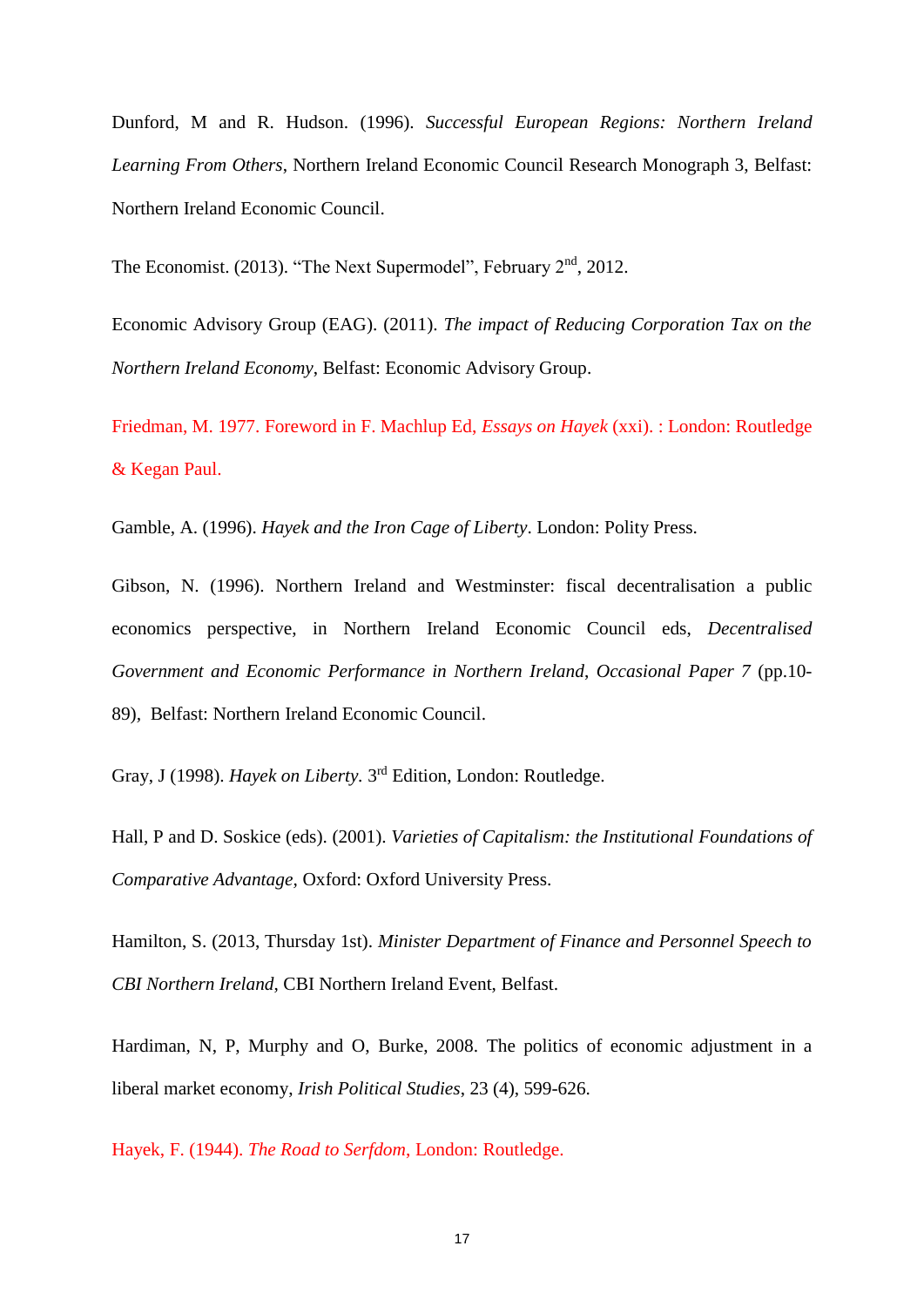Dunford, M and R. Hudson. (1996). *Successful European Regions: Northern Ireland Learning From Others*, Northern Ireland Economic Council Research Monograph 3, Belfast: Northern Ireland Economic Council.

The Economist. (2013). "The Next Supermodel", February 2nd, 2012.

Economic Advisory Group (EAG). (2011). *The impact of Reducing Corporation Tax on the Northern Ireland Economy*, Belfast: Economic Advisory Group.

Friedman, M. 1977. Foreword in F. Machlup Ed, *Essays on Hayek* (xxi). : London: Routledge & Kegan Paul.

Gamble, A. (1996). *Hayek and the Iron Cage of Liberty*. London: Polity Press.

Gibson, N. (1996). Northern Ireland and Westminster: fiscal decentralisation a public economics perspective, in Northern Ireland Economic Council eds, *Decentralised Government and Economic Performance in Northern Ireland*, *Occasional Paper 7* (pp.10-89), Belfast: Northern Ireland Economic Council.

Gray, J (1998). *Hayek on Liberty*. 3rd Edition, London: Routledge.

Hall, P and D. Soskice (eds). (2001). *Varieties of Capitalism: the Institutional Foundations of Comparative Advantage*, Oxford: Oxford University Press.

Hamilton, S. (2013, Thursday 1st). *Minister Department of Finance and Personnel Speech to CBI Northern Ireland*, CBI Northern Ireland Event, Belfast.

Hardiman, N, P, Murphy and O, Burke, 2008. The politics of economic adjustment in a liberal market economy, *Irish Political Studies*, 23 (4), 599-626.

Hayek, F. (1944). *The Road to Serfdom*, London: Routledge.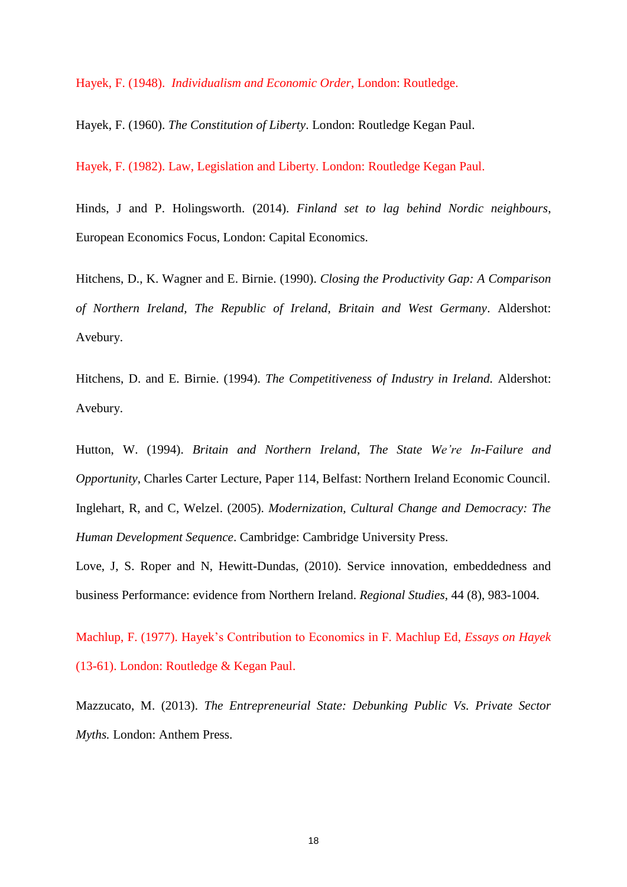Hayek, F. (1948). *Individualism and Economic Order*, London: Routledge.

Hayek, F. (1960). *The Constitution of Liberty*. London: Routledge Kegan Paul.

Hayek, F. (1982). Law, Legislation and Liberty. London: Routledge Kegan Paul.

Hinds, J and P. Holingsworth. (2014). *Finland set to lag behind Nordic neighbours*, European Economics Focus, London: Capital Economics.

Hitchens, D., K. Wagner and E. Birnie. (1990). *Closing the Productivity Gap: A Comparison of Northern Ireland, The Republic of Ireland, Britain and West Germany*. Aldershot: Avebury.

Hitchens, D. and E. Birnie. (1994). *The Competitiveness of Industry in Ireland.* Aldershot: Avebury.

Hutton, W. (1994). *Britain and Northern Ireland, The State We're In-Failure and Opportunity*, Charles Carter Lecture, Paper 114, Belfast: Northern Ireland Economic Council.

Inglehart, R, and C, Welzel. (2005). *Modernization, Cultural Change and Democracy: The Human Development Sequence*. Cambridge: Cambridge University Press.

Love, J, S. Roper and N, Hewitt-Dundas, (2010). Service innovation, embeddedness and business Performance: evidence from Northern Ireland. *Regional Studies*, 44 (8), 983-1004.

Machlup, F. (1977). Hayek's Contribution to Economics in F. Machlup Ed, *Essays on Hayek* (13-61). London: Routledge & Kegan Paul.

Mazzucato, M. (2013). *The Entrepreneurial State: Debunking Public Vs. Private Sector Myths.* London: Anthem Press.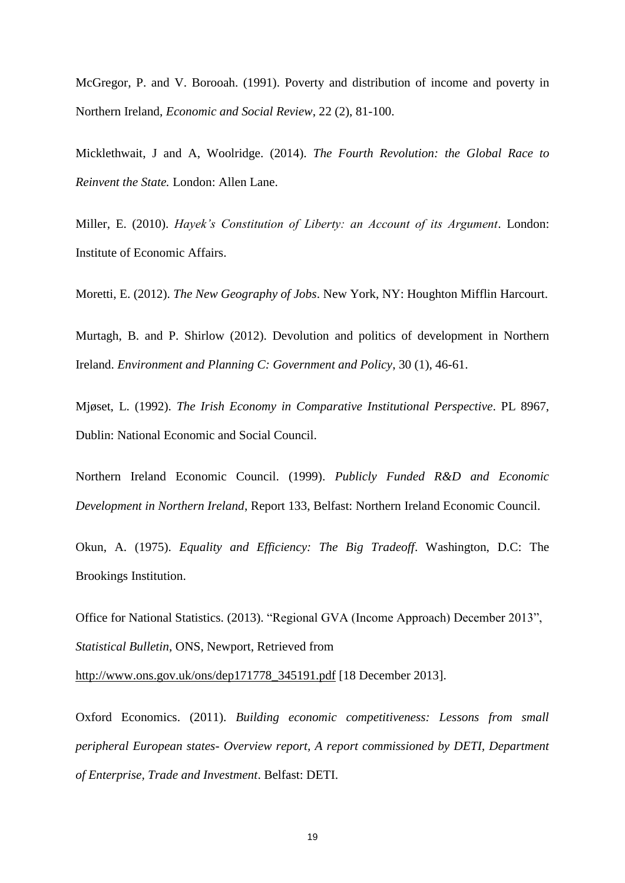McGregor, P. and V. Borooah. (1991). Poverty and distribution of income and poverty in Northern Ireland, *Economic and Social Review*, 22 (2), 81-100.

Micklethwait, J and A, Woolridge. (2014). *The Fourth Revolution: the Global Race to Reinvent the State.* London: Allen Lane.

Miller, E. (2010). *Hayek's Constitution of Liberty: an Account of its Argument*. London: Institute of Economic Affairs.

Moretti, E. (2012). *The New Geography of Jobs*. New York, NY: Houghton Mifflin Harcourt.

Murtagh, B. and P. Shirlow (2012). Devolution and politics of development in Northern Ireland. *Environment and Planning C: Government and Policy*, 30 (1), 46-61.

Mjøset, L. (1992). *The Irish Economy in Comparative Institutional Perspective*. PL 8967, Dublin: National Economic and Social Council.

Northern Ireland Economic Council. (1999). *Publicly Funded R&D and Economic Development in Northern Ireland*, Report 133, Belfast: Northern Ireland Economic Council.

Okun, A. (1975). *Equality and Efficiency: The Big Tradeoff*. Washington, D.C: The Brookings Institution.

Office for National Statistics. (2013). "Regional GVA (Income Approach) December 2013", *Statistical Bulletin*, ONS, Newport, Retrieved from http://www.ons.gov.uk/ons/dep171778_345191.pdf [18 December 2013].

Oxford Economics. (2011). *Building economic competitiveness: Lessons from small peripheral European states- Overview report, A report commissioned by DETI, Department of Enterprise, Trade and Investment*. Belfast: DETI.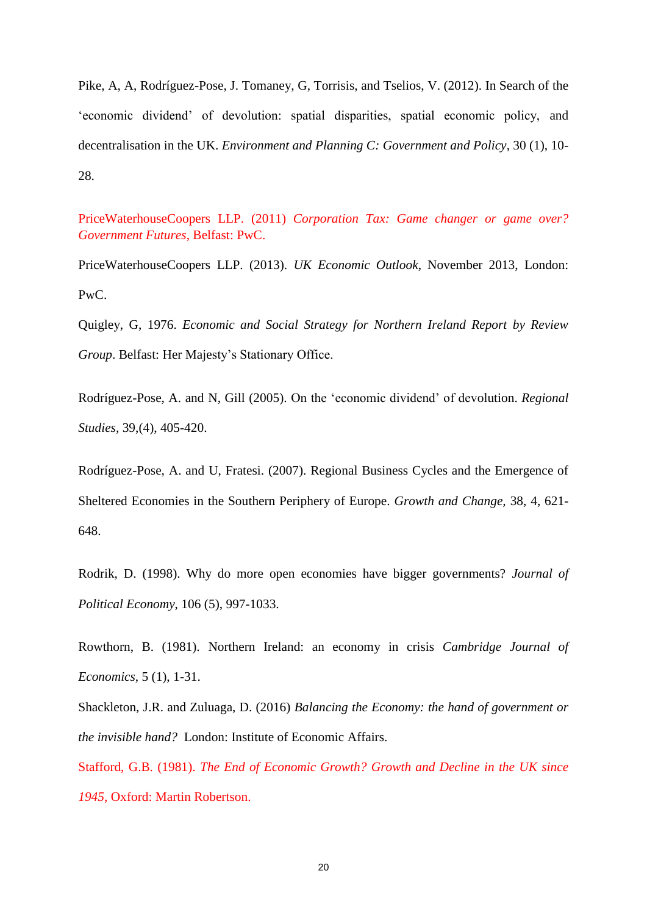Pike, A, A, Rodríguez-Pose, J. Tomaney, G, Torrisis, and Tselios, V. (2012). In Search of the 'economic dividend' of devolution: spatial disparities, spatial economic policy, and decentralisation in the UK. *Environment and Planning C: Government and Policy*, 30 (1), 10-28.

PriceWaterhouseCoopers LLP. (2011) *Corporation Tax: Game changer or game over? Government Futures*, Belfast: PwC.

PriceWaterhouseCoopers LLP. (2013). *UK Economic Outlook*, November 2013, London: PwC.

Quigley, G, 1976. *Economic and Social Strategy for Northern Ireland Report by Review Group*. Belfast: Her Majesty's Stationary Office.

Rodríguez-Pose, A. and N, Gill (2005). On the 'economic dividend' of devolution. *Regional Studies*, 39,(4), 405-420.

Rodríguez-Pose, A. and U, Fratesi. (2007). Regional Business Cycles and the Emergence of Sheltered Economies in the Southern Periphery of Europe. *Growth and Change*, 38, 4, 621-648.

Rodrik, D. (1998). Why do more open economies have bigger governments? *Journal of Political Economy*, 106 (5), 997-1033.

Rowthorn, B. (1981). Northern Ireland: an economy in crisis *Cambridge Journal of Economics*, 5 (1), 1-31.

Shackleton, J.R. and Zuluaga, D. (2016) *Balancing the Economy: the hand of government or the invisible hand?* London: Institute of Economic Affairs.

Stafford, G.B. (1981). *The End of Economic Growth? Growth and Decline in the UK since 1945*, Oxford: Martin Robertson.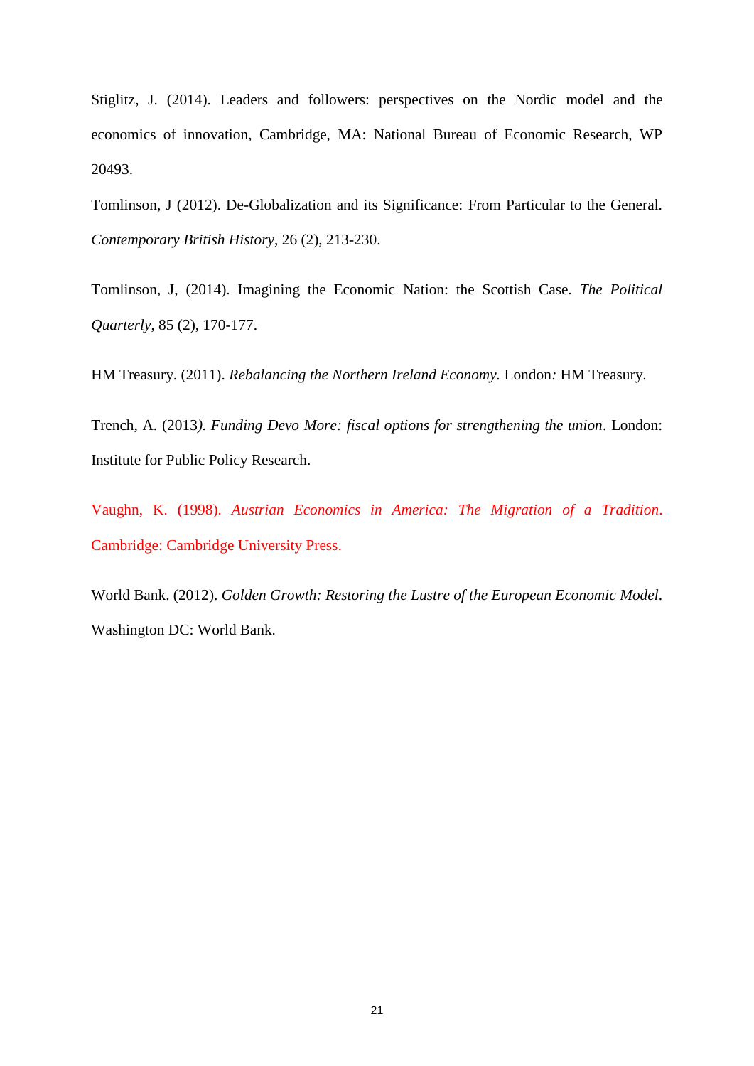Stiglitz, J. (2014). Leaders and followers: perspectives on the Nordic model and the economics of innovation, Cambridge, MA: National Bureau of Economic Research, WP 20493.

Tomlinson, J (2012). De-Globalization and its Significance: From Particular to the General. *Contemporary British History*, 26 (2), 213-230.

Tomlinson, J, (2014). Imagining the Economic Nation: the Scottish Case. *The Political Quarterly*, 85 (2), 170-177.

HM Treasury. (2011). *Rebalancing the Northern Ireland Economy*. London: HM Treasury.

Trench, A. (2013). *Funding Devo More: fiscal options for strengthening the union*. London: Institute for Public Policy Research.

Vaughn, K. (1998). *Austrian Economics in America: The Migration of a Tradition*. Cambridge: Cambridge University Press.

World Bank. (2012). *Golden Growth: Restoring the Lustre of the European Economic Model*. Washington DC: World Bank.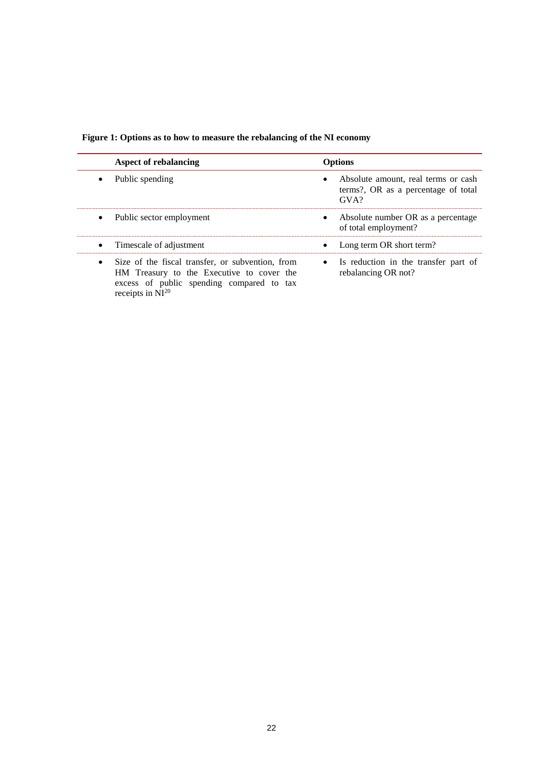**Figure 1: Options as to how to measure the rebalancing of the NI economy**

| Aspect of rebalancing | Options |
|---|---|
| • Public spending | • Absolute amount, real terms or cash terms?, OR as a percentage of total GVA? |
| • Public sector employment | • Absolute number OR as a percentage of total employment? |
| • Timescale of adjustment | • Long term OR short term? |
| • Size of the fiscal transfer, or subvention, from HM Treasury to the Executive to cover the excess of public spending compared to tax receipts in NI[20] | • Is reduction in the transfer part of rebalancing OR not? |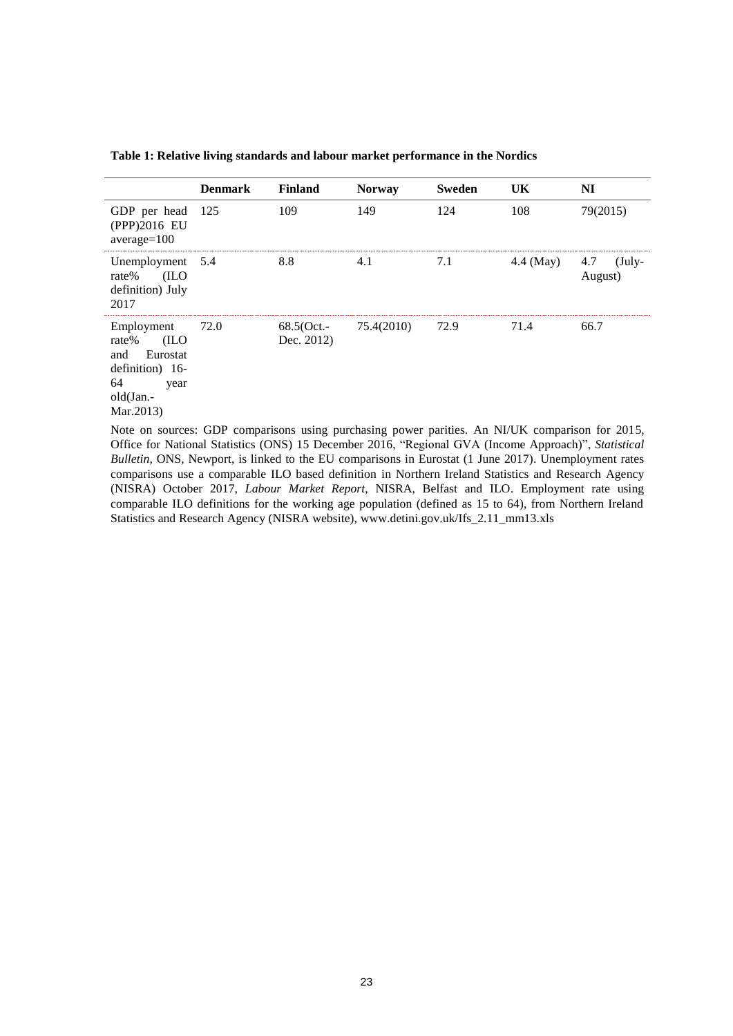**Table 1: Relative living standards and labour market performance in the Nordics**

| | Denmark | Finland | Norway | Sweden | UK | NI |
|---|---|---|---|---|---|---|
| GDP per head (PPP)2016 EU average=100 | 125 | 109 | 149 | 124 | 108 | 79(2015) |
| Unemployment rate% (ILO definition) July 2017 | 5.4 | 8.8 | 4.1 | 7.1 | 4.4 (May) | 4.7 (July-August) |
| Employment rate% (ILO and Eurostat definition) 16-64 year old(Jan.-Mar.2013) | 72.0 | 68.5(Oct.-Dec. 2012) | 75.4(2010) | 72.9 | 71.4 | 66.7 |

Note on sources: GDP comparisons using purchasing power parities. An NI/UK comparison for 2015, Office for National Statistics (ONS) 15 December 2016, "Regional GVA (Income Approach)", *Statistical Bulletin*, ONS, Newport, is linked to the EU comparisons in Eurostat (1 June 2017). Unemployment rates comparisons use a comparable ILO based definition in Northern Ireland Statistics and Research Agency (NISRA) October 2017, *Labour Market Report*, NISRA, Belfast and ILO. Employment rate using comparable ILO definitions for the working age population (defined as 15 to 64), from Northern Ireland Statistics and Research Agency (NISRA website), www.detini.gov.uk/Ifs_2.11_mm13.xls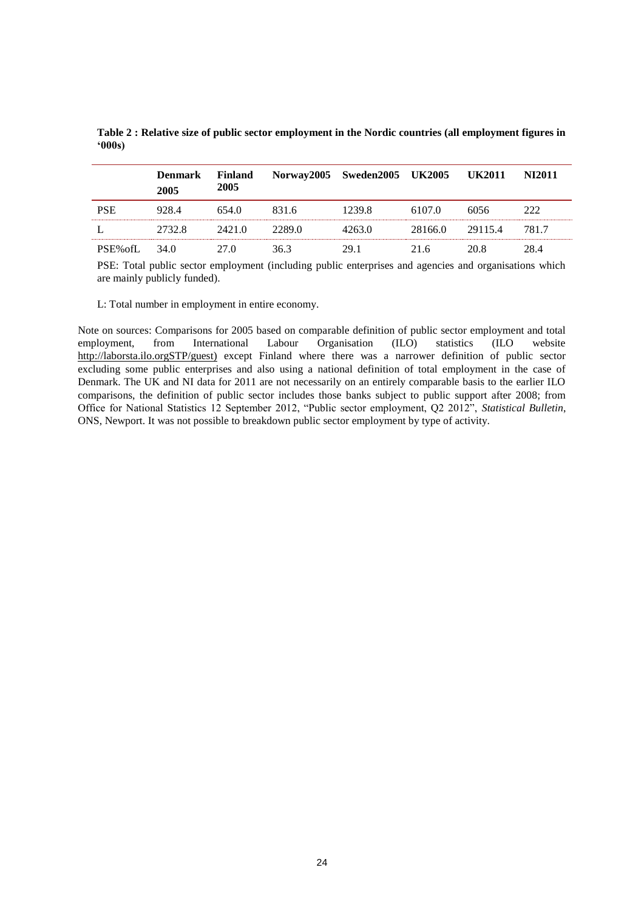**Table 2 : Relative size of public sector employment in the Nordic countries (all employment figures in '000s)**

| | Denmark 2005 | Finland 2005 | Norway2005 | Sweden2005 | UK2005 | UK2011 | NI2011 |
|---|---|---|---|---|---|---|---|
| PSE | 928.4 | 654.0 | 831.6 | 1239.8 | 6107.0 | 6056 | 222 |
| L | 2732.8 | 2421.0 | 2289.0 | 4263.0 | 28166.0 | 29115.4 | 781.7 |
| PSE%ofL | 34.0 | 27.0 | 36.3 | 29.1 | 21.6 | 20.8 | 28.4 |

PSE: Total public sector employment (including public enterprises and agencies and organisations which are mainly publicly funded).

L: Total number in employment in entire economy.

Note on sources: Comparisons for 2005 based on comparable definition of public sector employment and total employment, from International Labour Organisation (ILO) statistics (ILO website http://laborsta.ilo.orgSTP/guest) except Finland where there was a narrower definition of public sector excluding some public enterprises and also using a national definition of total employment in the case of Denmark. The UK and NI data for 2011 are not necessarily on an entirely comparable basis to the earlier ILO comparisons, the definition of public sector includes those banks subject to public support after 2008; from Office for National Statistics 12 September 2012, "Public sector employment, Q2 2012", *Statistical Bulletin*, ONS, Newport. It was not possible to breakdown public sector employment by type of activity.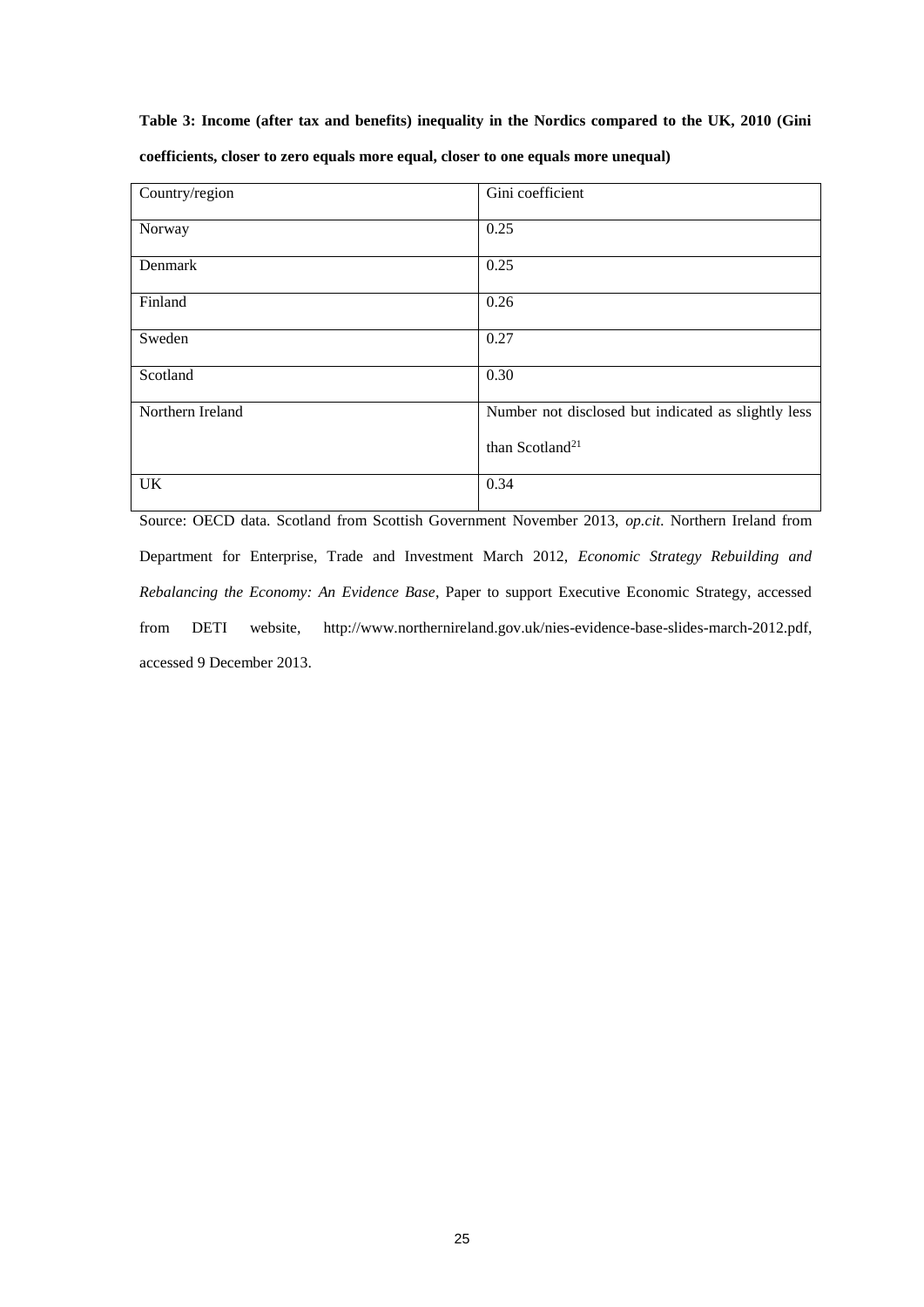**Table 3: Income (after tax and benefits) inequality in the Nordics compared to the UK, 2010 (Gini coefficients, closer to zero equals more equal, closer to one equals more unequal)**

| Country/region | Gini coefficient |
|---|---|
| Norway | 0.25 |
| Denmark | 0.25 |
| Finland | 0.26 |
| Sweden | 0.27 |
| Scotland | 0.30 |
| Northern Ireland | Number not disclosed but indicated as slightly less than Scotland[21] |
| UK | 0.34 |

Source: OECD data. Scotland from Scottish Government November 2013, *op.cit*. Northern Ireland from Department for Enterprise, Trade and Investment March 2012, *Economic Strategy Rebuilding and Rebalancing the Economy: An Evidence Base*, Paper to support Executive Economic Strategy, accessed from DETI website, http://www.northernireland.gov.uk/nies-evidence-base-slides-march-2012.pdf, accessed 9 December 2013.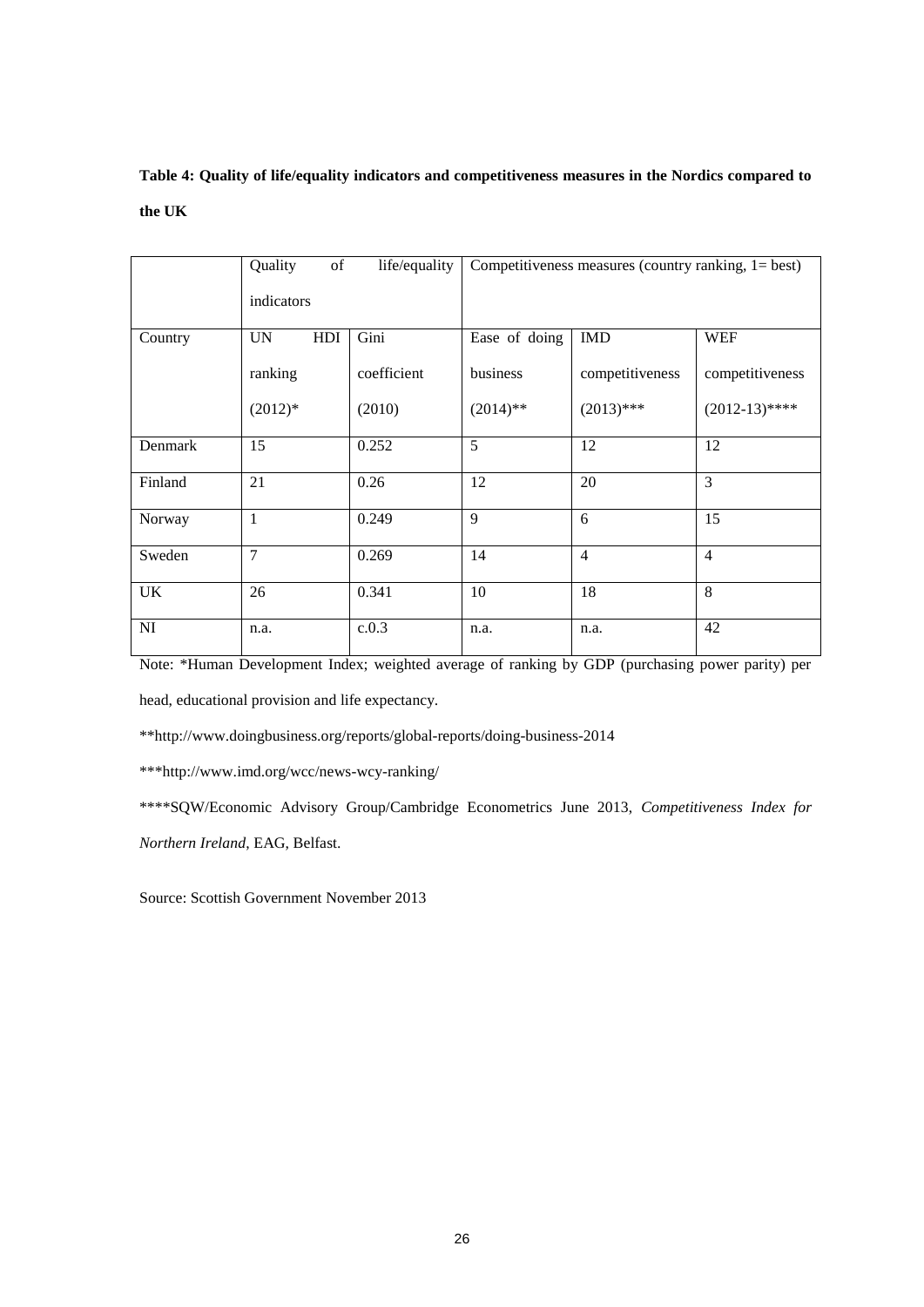**Table 4: Quality of life/equality indicators and competitiveness measures in the Nordics compared to the UK**

| | Quality of life/equality indicators | | Competitiveness measures (country ranking, 1= best) | | |
|---|---|---|---|---|---|
| Country | UN HDI ranking (2012)* | Gini coefficient (2010) | Ease of doing business (2014)** | IMD competitiveness (2013)*** | WEF competitiveness (2012-13)**** |
| Denmark | 15 | 0.252 | 5 | 12 | 12 |
| Finland | 21 | 0.26 | 12 | 20 | 3 |
| Norway | 1 | 0.249 | 9 | 6 | 15 |
| Sweden | 7 | 0.269 | 14 | 4 | 4 |
| UK | 26 | 0.341 | 10 | 18 | 8 |
| NI | n.a. | c.0.3 | n.a. | n.a. | 42 |

Note: *Human Development Index; weighted average of ranking by GDP (purchasing power parity) per head, educational provision and life expectancy.

**http://www.doingbusiness.org/reports/global-reports/doing-business-2014

***http://www.imd.org/wcc/news-wcy-ranking/

****SQW/Economic Advisory Group/Cambridge Econometrics June 2013, *Competitiveness Index for Northern Ireland*, EAG, Belfast.

Source: Scottish Government November 2013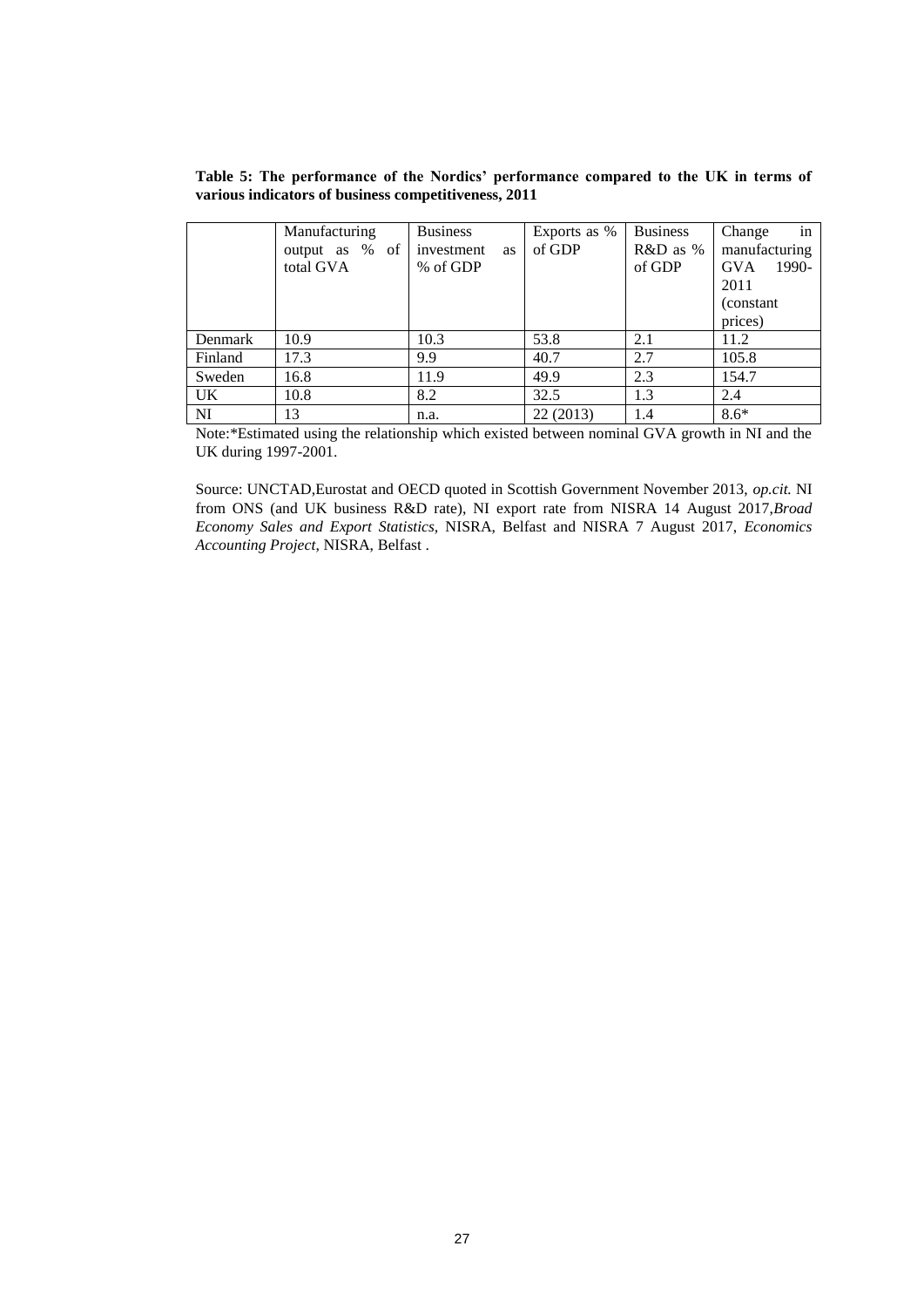**Table 5: The performance of the Nordics' performance compared to the UK in terms of various indicators of business competitiveness, 2011**

| | Manufacturing output as % of total GVA | Business investment as % of GDP | Exports as % of GDP | Business R&D as % of GDP | Change in manufacturing GVA 1990-2011 (constant prices) |
|---|---|---|---|---|---|
| Denmark | 10.9 | 10.3 | 53.8 | 2.1 | 11.2 |
| Finland | 17.3 | 9.9 | 40.7 | 2.7 | 105.8 |
| Sweden | 16.8 | 11.9 | 49.9 | 2.3 | 154.7 |
| UK | 10.8 | 8.2 | 32.5 | 1.3 | 2.4 |
| NI | 13 | n.a. | 22 (2013) | 1.4 | 8.6* |

Note:*Estimated using the relationship which existed between nominal GVA growth in NI and the UK during 1997-2001.

Source: UNCTAD,Eurostat and OECD quoted in Scottish Government November 2013, *op.cit.* NI from ONS (and UK business R&D rate), NI export rate from NISRA 14 August 2017,*Broad Economy Sales and Export Statistics,* NISRA, Belfast and NISRA 7 August 2017, *Economics Accounting Project,* NISRA, Belfast .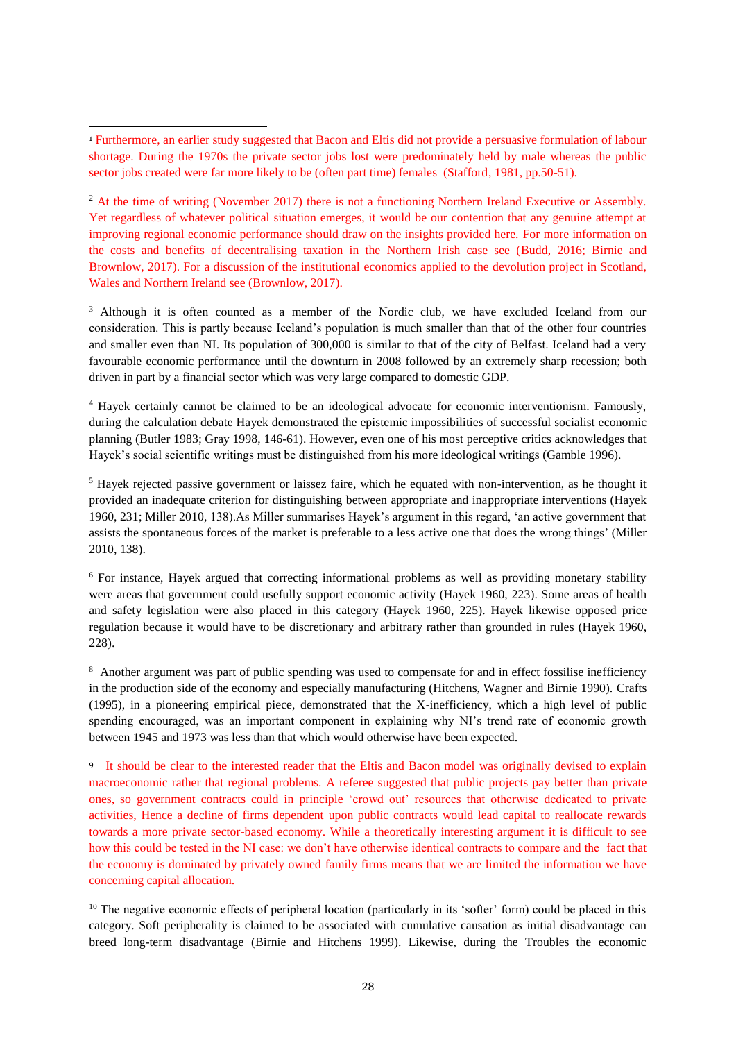[1] Furthermore, an earlier study suggested that Bacon and Eltis did not provide a persuasive formulation of labour shortage. During the 1970s the private sector jobs lost were predominately held by male whereas the public sector jobs created were far more likely to be (often part time) females (Stafford, 1981, pp.50-51).

[2] At the time of writing (November 2017) there is not a functioning Northern Ireland Executive or Assembly. Yet regardless of whatever political situation emerges, it would be our contention that any genuine attempt at improving regional economic performance should draw on the insights provided here. For more information on the costs and benefits of decentralising taxation in the Northern Irish case see (Budd, 2016; Birnie and Brownlow, 2017). For a discussion of the institutional economics applied to the devolution project in Scotland, Wales and Northern Ireland see (Brownlow, 2017).

[3] Although it is often counted as a member of the Nordic club, we have excluded Iceland from our consideration. This is partly because Iceland's population is much smaller than that of the other four countries and smaller even than NI. Its population of 300,000 is similar to that of the city of Belfast. Iceland had a very favourable economic performance until the downturn in 2008 followed by an extremely sharp recession; both driven in part by a financial sector which was very large compared to domestic GDP.

[4] Hayek certainly cannot be claimed to be an ideological advocate for economic interventionism. Famously, during the calculation debate Hayek demonstrated the epistemic impossibilities of successful socialist economic planning (Butler 1983; Gray 1998, 146-61). However, even one of his most perceptive critics acknowledges that Hayek's social scientific writings must be distinguished from his more ideological writings (Gamble 1996).

[5] Hayek rejected passive government or laissez faire, which he equated with non-intervention, as he thought it provided an inadequate criterion for distinguishing between appropriate and inappropriate interventions (Hayek 1960, 231; Miller 2010, 138).As Miller summarises Hayek's argument in this regard, 'an active government that assists the spontaneous forces of the market is preferable to a less active one that does the wrong things' (Miller 2010, 138).

[6] For instance, Hayek argued that correcting informational problems as well as providing monetary stability were areas that government could usefully support economic activity (Hayek 1960, 223). Some areas of health and safety legislation were also placed in this category (Hayek 1960, 225). Hayek likewise opposed price regulation because it would have to be discretionary and arbitrary rather than grounded in rules (Hayek 1960, 228).

[8] Another argument was part of public spending was used to compensate for and in effect fossilise inefficiency in the production side of the economy and especially manufacturing (Hitchens, Wagner and Birnie 1990). Crafts (1995), in a pioneering empirical piece, demonstrated that the X-inefficiency, which a high level of public spending encouraged, was an important component in explaining why NI's trend rate of economic growth between 1945 and 1973 was less than that which would otherwise have been expected.

[9] It should be clear to the interested reader that the Eltis and Bacon model was originally devised to explain macroeconomic rather that regional problems. A referee suggested that public projects pay better than private ones, so government contracts could in principle 'crowd out' resources that otherwise dedicated to private activities, Hence a decline of firms dependent upon public contracts would lead capital to reallocate rewards towards a more private sector-based economy. While a theoretically interesting argument it is difficult to see how this could be tested in the NI case: we don't have otherwise identical contracts to compare and the fact that the economy is dominated by privately owned family firms means that we are limited the information we have concerning capital allocation.

[10] The negative economic effects of peripheral location (particularly in its 'softer' form) could be placed in this category. Soft peripherality is claimed to be associated with cumulative causation as initial disadvantage can breed long-term disadvantage (Birnie and Hitchens 1999). Likewise, during the Troubles the economic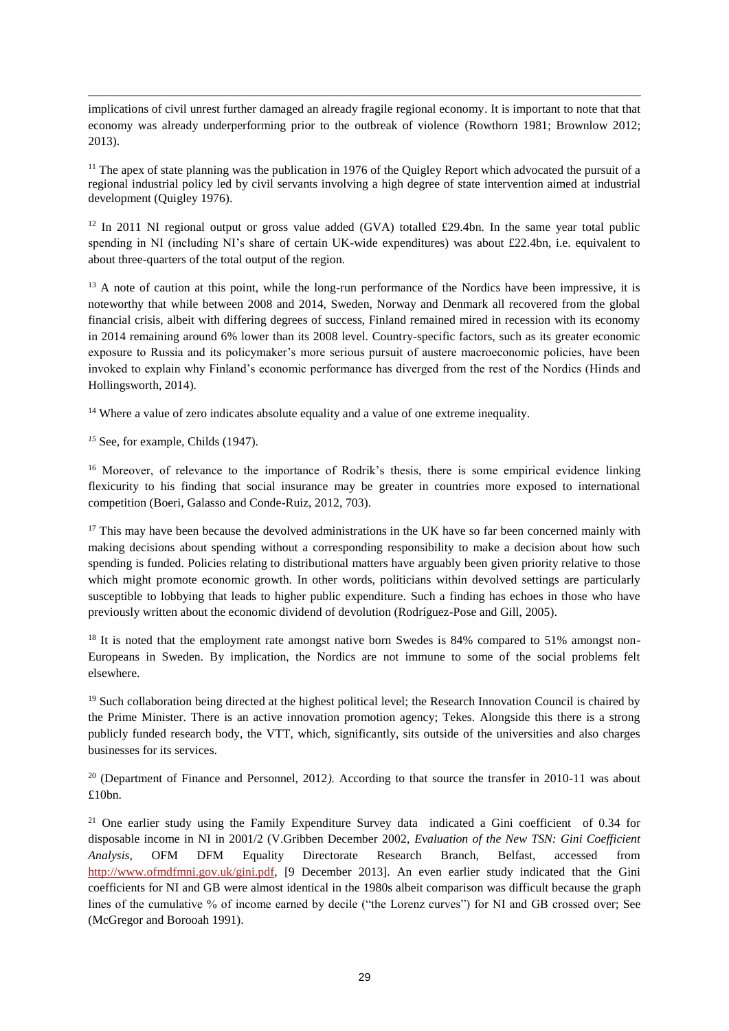implications of civil unrest further damaged an already fragile regional economy. It is important to note that that economy was already underperforming prior to the outbreak of violence (Rowthorn 1981; Brownlow 2012; 2013).

[11] The apex of state planning was the publication in 1976 of the Quigley Report which advocated the pursuit of a regional industrial policy led by civil servants involving a high degree of state intervention aimed at industrial development (Quigley 1976).

[12] In 2011 NI regional output or gross value added (GVA) totalled £29.4bn. In the same year total public spending in NI (including NI's share of certain UK-wide expenditures) was about £22.4bn, i.e. equivalent to about three-quarters of the total output of the region.

[13] A note of caution at this point, while the long-run performance of the Nordics have been impressive, it is noteworthy that while between 2008 and 2014, Sweden, Norway and Denmark all recovered from the global financial crisis, albeit with differing degrees of success, Finland remained mired in recession with its economy in 2014 remaining around 6% lower than its 2008 level. Country-specific factors, such as its greater economic exposure to Russia and its policymaker's more serious pursuit of austere macroeconomic policies, have been invoked to explain why Finland's economic performance has diverged from the rest of the Nordics (Hinds and Hollingsworth, 2014).

[14] Where a value of zero indicates absolute equality and a value of one extreme inequality.

[15] See, for example, Childs (1947).

[16] Moreover, of relevance to the importance of Rodrik's thesis, there is some empirical evidence linking flexicurity to his finding that social insurance may be greater in countries more exposed to international competition (Boeri, Galasso and Conde-Ruiz, 2012, 703).

[17] This may have been because the devolved administrations in the UK have so far been concerned mainly with making decisions about spending without a corresponding responsibility to make a decision about how such spending is funded. Policies relating to distributional matters have arguably been given priority relative to those which might promote economic growth. In other words, politicians within devolved settings are particularly susceptible to lobbying that leads to higher public expenditure. Such a finding has echoes in those who have previously written about the economic dividend of devolution (Rodríguez-Pose and Gill, 2005).

[18] It is noted that the employment rate amongst native born Swedes is 84% compared to 51% amongst non-Europeans in Sweden. By implication, the Nordics are not immune to some of the social problems felt elsewhere.

[19] Such collaboration being directed at the highest political level; the Research Innovation Council is chaired by the Prime Minister. There is an active innovation promotion agency; Tekes. Alongside this there is a strong publicly funded research body, the VTT, which, significantly, sits outside of the universities and also charges businesses for its services.

[20] (Department of Finance and Personnel, 2012*).* According to that source the transfer in 2010-11 was about £10bn.

[21] One earlier study using the Family Expenditure Survey data indicated a Gini coefficient of 0.34 for disposable income in NI in 2001/2 (V.Gribben December 2002, *Evaluation of the New TSN: Gini Coefficient Analysis*, OFM DFM Equality Directorate Research Branch, Belfast, accessed from http://www.ofmdfmni.gov.uk/gini.pdf, [9 December 2013]. An even earlier study indicated that the Gini coefficients for NI and GB were almost identical in the 1980s albeit comparison was difficult because the graph lines of the cumulative % of income earned by decile ("the Lorenz curves") for NI and GB crossed over; See (McGregor and Borooah 1991).